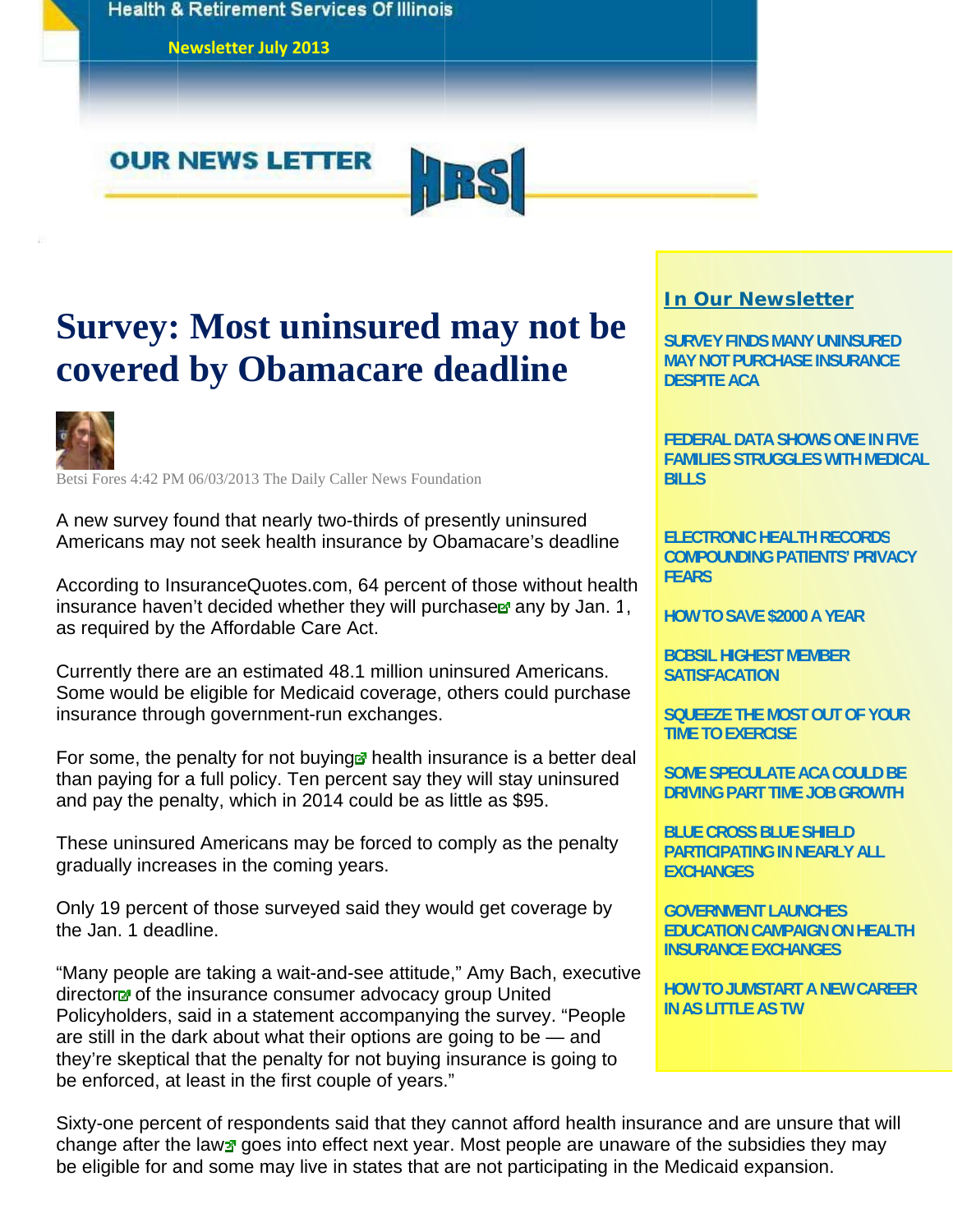Health & Retirement Services Of Illinois

Newsletter July 2013

OUR NEWS LETTER HRSI

# Survey: Most uninsured may not be covered by Obamacare deadline

Betsi Fores 4:42 PM 06/03/2013 The Daily Caller News Foundation

A new survey found that nearly two-thirds of presently uninsured Americans may not seek health insurance by Obamacare's deadline

According to InsuranceQuotes.com, 64 percent of those without health insurance haven't decided whether they will purchase any by Jan. 1, as required by the Affordable Care Act.

Currently there are an estimated 48.1 million uninsured Americans. Some would be eligible for Medicaid coverage, others could purchase insurance through government-run exchanges.

For some, the penalty for not buying health insurance is a better deal than paying for a full policy. Ten percent say they will stay uninsured and pay the penalty, which in 2014 could be as little as $95.

These uninsured Americans may be forced to comply as the penalty gradually increases in the coming years.

Only 19 percent of those surveyed said they would get coverage by the Jan. 1 deadline.

"Many people are taking a wait-and-see attitude," Amy Bach, executive director of the insurance consumer advocacy group United Policyholders, said in a statement accompanying the survey. "People are still in the dark about what their options are going to be — and they're skeptical that the penalty for not buying insurance is going to be enforced, at least in the first couple of years."

Sixty-one percent of respondents said that they cannot afford health insurance and are unsure that will change after the law goes into effect next year. Most people are unaware of the subsidies they may be eligible for and some may live in states that are not participating in the Medicaid expansion.

## In Our Newsletter

- SURVEY FINDS MANY UNINSURED MAY NOT PURCHASE INSURANCE DESPITE ACA
- FEDERAL DATA SHOWS ONE IN FIVE FAMILIES STRUGGLES WITH MEDICAL BILLS
- ELECTRONIC HEALTH RECORDS COMPOUNDING PATIENTS' PRIVACY FEARS
- HOW TO SAVE $2000 A YEAR
- BCBSIL HIGHEST MEMBER SATISFACATION
- SQUEEZE THE MOST OUT OF YOUR TIME TO EXERCISE
- SOME SPECULATE ACA COULD BE DRIVING PART TIME JOB GROWTH
- BLUE CROSS BLUE SHIELD PARTICIPATING IN NEARLY ALL EXCHANGES
- GOVERNMENT LAUNCHES EDUCATION CAMPAIGN ON HEALTH INSURANCE EXCHANGES
- HOW TO JUMSTART A NEW CAREER IN AS LITTLE AS TW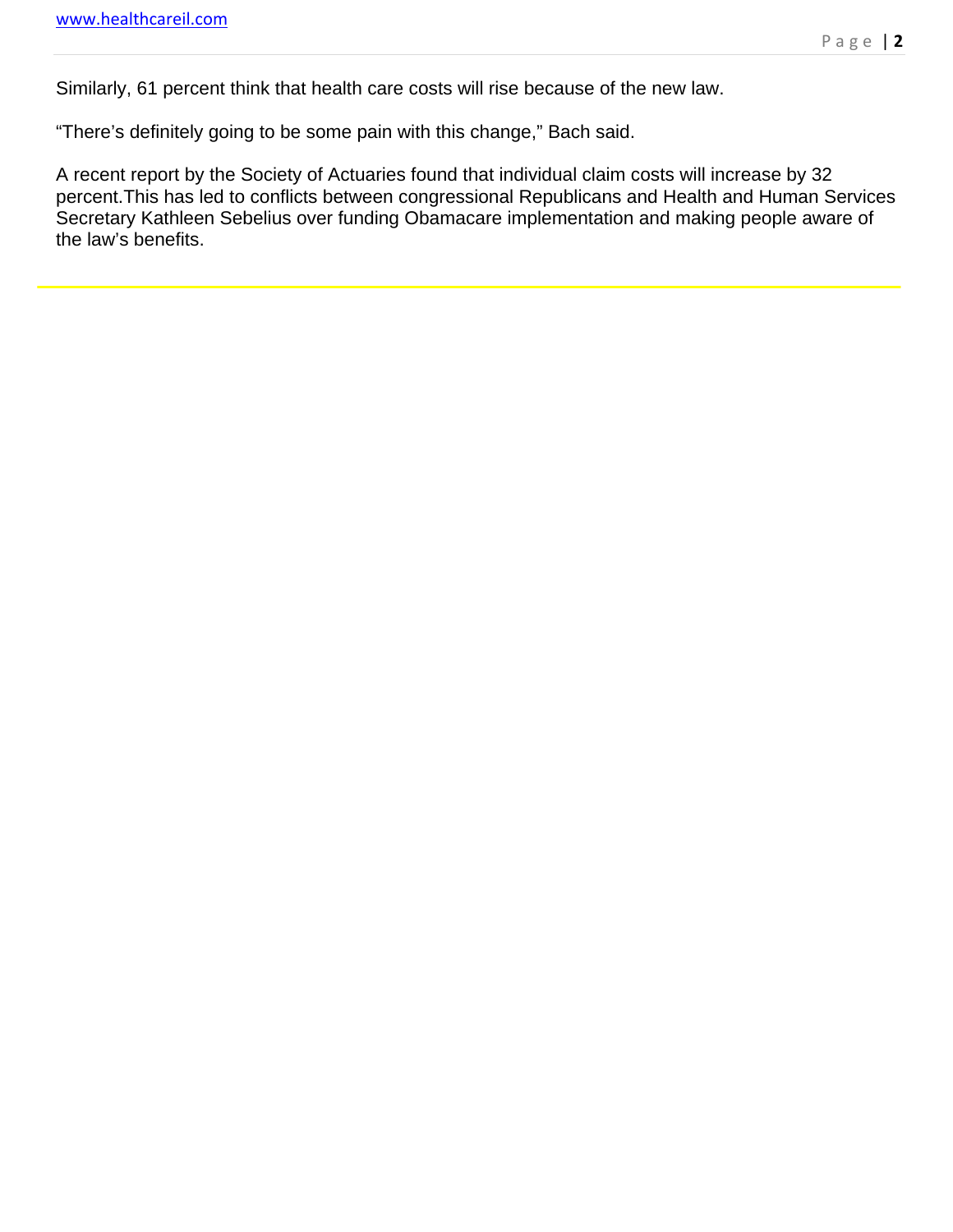Similarly, 61 percent think that health care costs will rise because of the new law.

“There’s definitely going to be some pain with this change,” Bach said.

A recent report by the Society of Actuaries found that individual claim costs will increase by 32 percent.This has led to conflicts between congressional Republicans and Health and Human Services Secretary Kathleen Sebelius over funding Obamacare implementation and making people aware of the law’s benefits.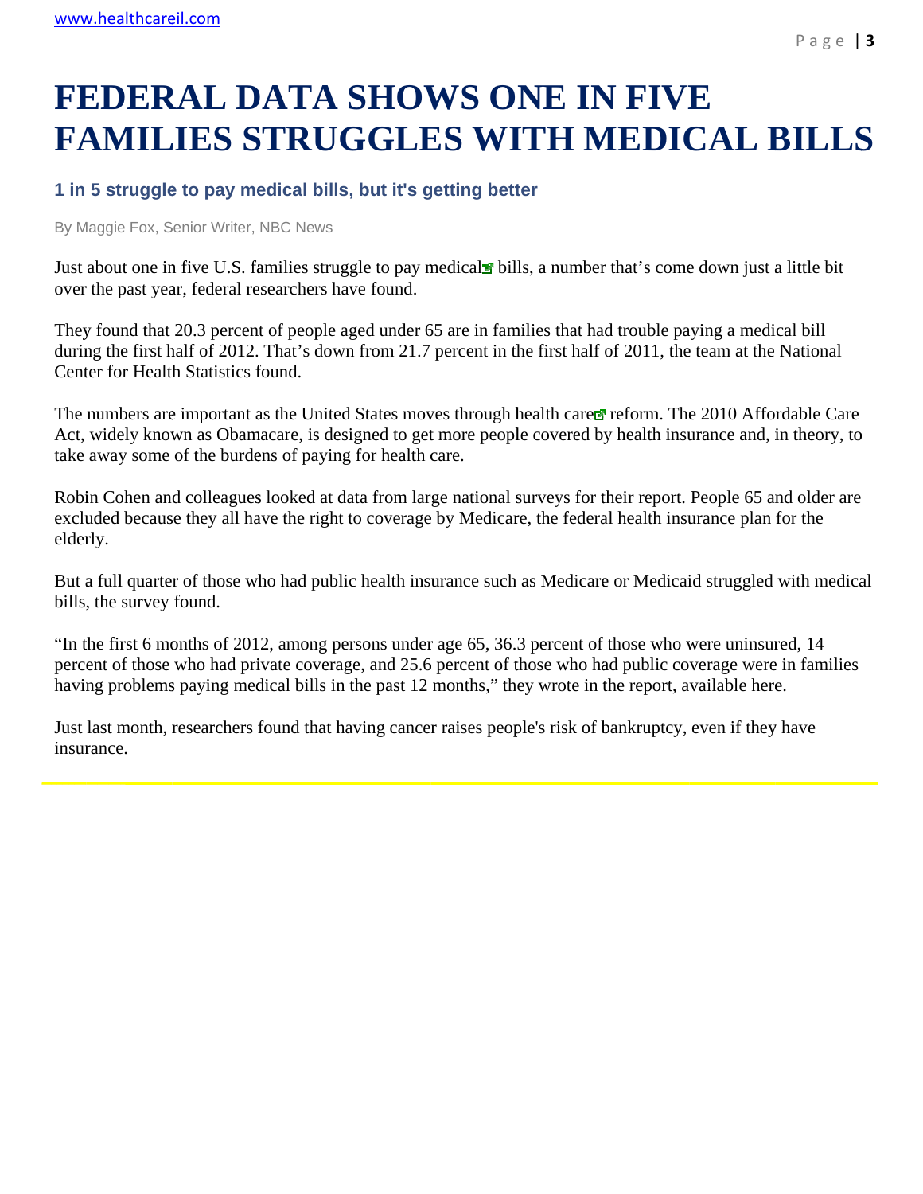# FEDERAL DATA SHOWS ONE IN FIVE FAMILIES STRUGGLES WITH MEDICAL BILLS

### 1 in 5 struggle to pay medical bills, but it's getting better

By Maggie Fox, Senior Writer, NBC News

Just about one in five U.S. families struggle to pay medical bills, a number that's come down just a little bit over the past year, federal researchers have found.

They found that 20.3 percent of people aged under 65 are in families that had trouble paying a medical bill during the first half of 2012. That's down from 21.7 percent in the first half of 2011, the team at the National Center for Health Statistics found.

The numbers are important as the United States moves through health care reform. The 2010 Affordable Care Act, widely known as Obamacare, is designed to get more people covered by health insurance and, in theory, to take away some of the burdens of paying for health care.

Robin Cohen and colleagues looked at data from large national surveys for their report. People 65 and older are excluded because they all have the right to coverage by Medicare, the federal health insurance plan for the elderly.

But a full quarter of those who had public health insurance such as Medicare or Medicaid struggled with medical bills, the survey found.

"In the first 6 months of 2012, among persons under age 65, 36.3 percent of those who were uninsured, 14 percent of those who had private coverage, and 25.6 percent of those who had public coverage were in families having problems paying medical bills in the past 12 months," they wrote in the report, available here.

Just last month, researchers found that having cancer raises people's risk of bankruptcy, even if they have insurance.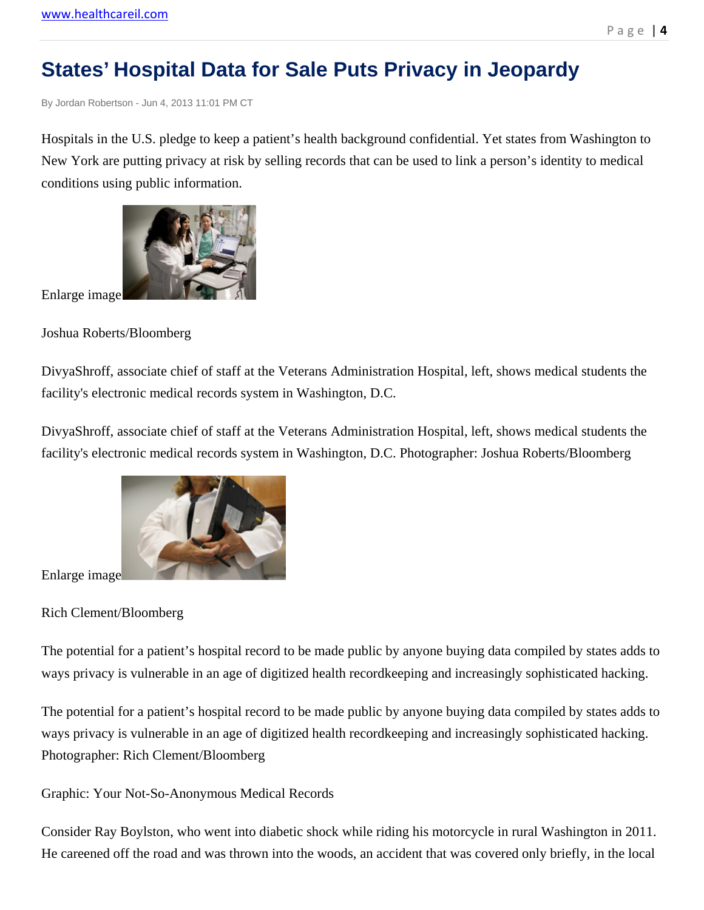# States' Hospital Data for Sale Puts Privacy in Jeopardy

By Jordan Robertson - Jun 4, 2013 11:01 PM CT

Hospitals in the U.S. pledge to keep a patient's health background confidential. Yet states from Washington to New York are putting privacy at risk by selling records that can be used to link a person's identity to medical conditions using public information.

Enlarge image

Joshua Roberts/Bloomberg

DivyaShroff, associate chief of staff at the Veterans Administration Hospital, left, shows medical students the facility's electronic medical records system in Washington, D.C.

DivyaShroff, associate chief of staff at the Veterans Administration Hospital, left, shows medical students the facility's electronic medical records system in Washington, D.C. Photographer: Joshua Roberts/Bloomberg

Enlarge image

Rich Clement/Bloomberg

The potential for a patient's hospital record to be made public by anyone buying data compiled by states adds to ways privacy is vulnerable in an age of digitized health recordkeeping and increasingly sophisticated hacking.

The potential for a patient's hospital record to be made public by anyone buying data compiled by states adds to ways privacy is vulnerable in an age of digitized health recordkeeping and increasingly sophisticated hacking. Photographer: Rich Clement/Bloomberg

Graphic: Your Not-So-Anonymous Medical Records

Consider Ray Boylston, who went into diabetic shock while riding his motorcycle in rural Washington in 2011. He careened off the road and was thrown into the woods, an accident that was covered only briefly, in the local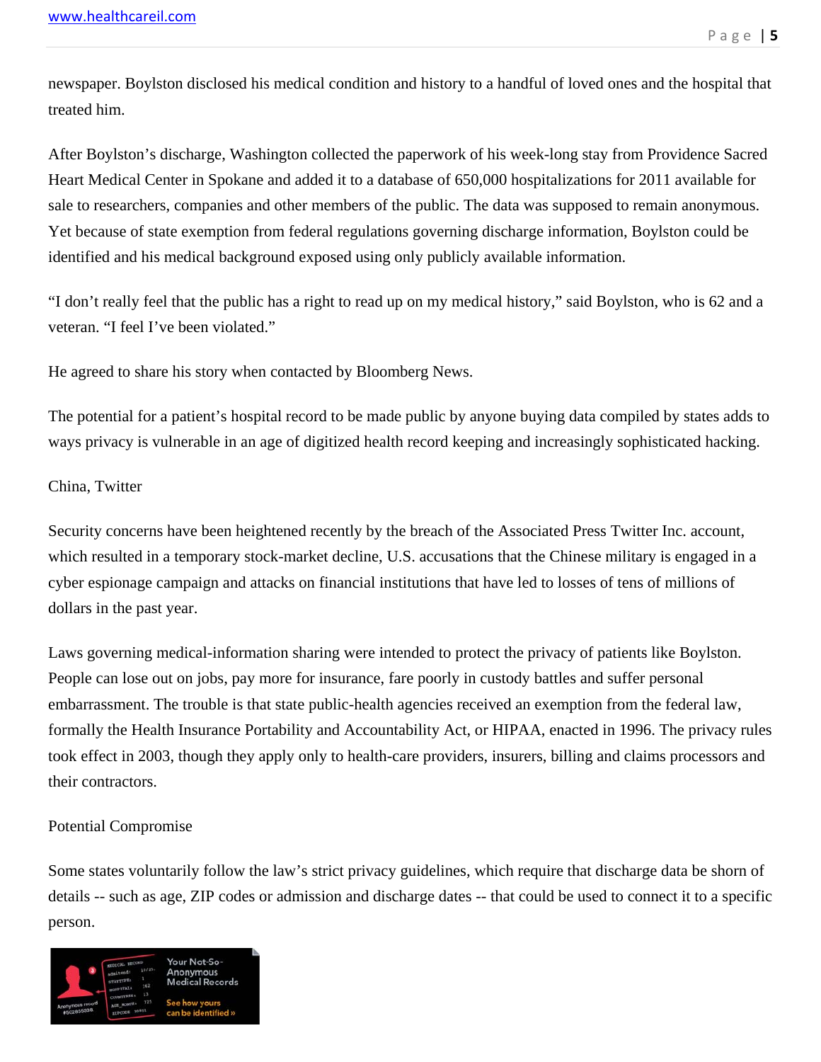newspaper. Boylston disclosed his medical condition and history to a handful of loved ones and the hospital that treated him.

After Boylston's discharge, Washington collected the paperwork of his week-long stay from Providence Sacred Heart Medical Center in Spokane and added it to a database of 650,000 hospitalizations for 2011 available for sale to researchers, companies and other members of the public. The data was supposed to remain anonymous. Yet because of state exemption from federal regulations governing discharge information, Boylston could be identified and his medical background exposed using only publicly available information.

"I don't really feel that the public has a right to read up on my medical history," said Boylston, who is 62 and a veteran. "I feel I've been violated."

He agreed to share his story when contacted by Bloomberg News.

The potential for a patient's hospital record to be made public by anyone buying data compiled by states adds to ways privacy is vulnerable in an age of digitized health record keeping and increasingly sophisticated hacking.

China, Twitter

Security concerns have been heightened recently by the breach of the Associated Press Twitter Inc. account, which resulted in a temporary stock-market decline, U.S. accusations that the Chinese military is engaged in a cyber espionage campaign and attacks on financial institutions that have led to losses of tens of millions of dollars in the past year.

Laws governing medical-information sharing were intended to protect the privacy of patients like Boylston. People can lose out on jobs, pay more for insurance, fare poorly in custody battles and suffer personal embarrassment. The trouble is that state public-health agencies received an exemption from the federal law, formally the Health Insurance Portability and Accountability Act, or HIPAA, enacted in 1996. The privacy rules took effect in 2003, though they apply only to health-care providers, insurers, billing and claims processors and their contractors.

Potential Compromise

Some states voluntarily follow the law's strict privacy guidelines, which require that discharge data be shorn of details -- such as age, ZIP codes or admission and discharge dates -- that could be used to connect it to a specific person.

Your Not-So-Anonymous Medical Records

See how yours can be identified »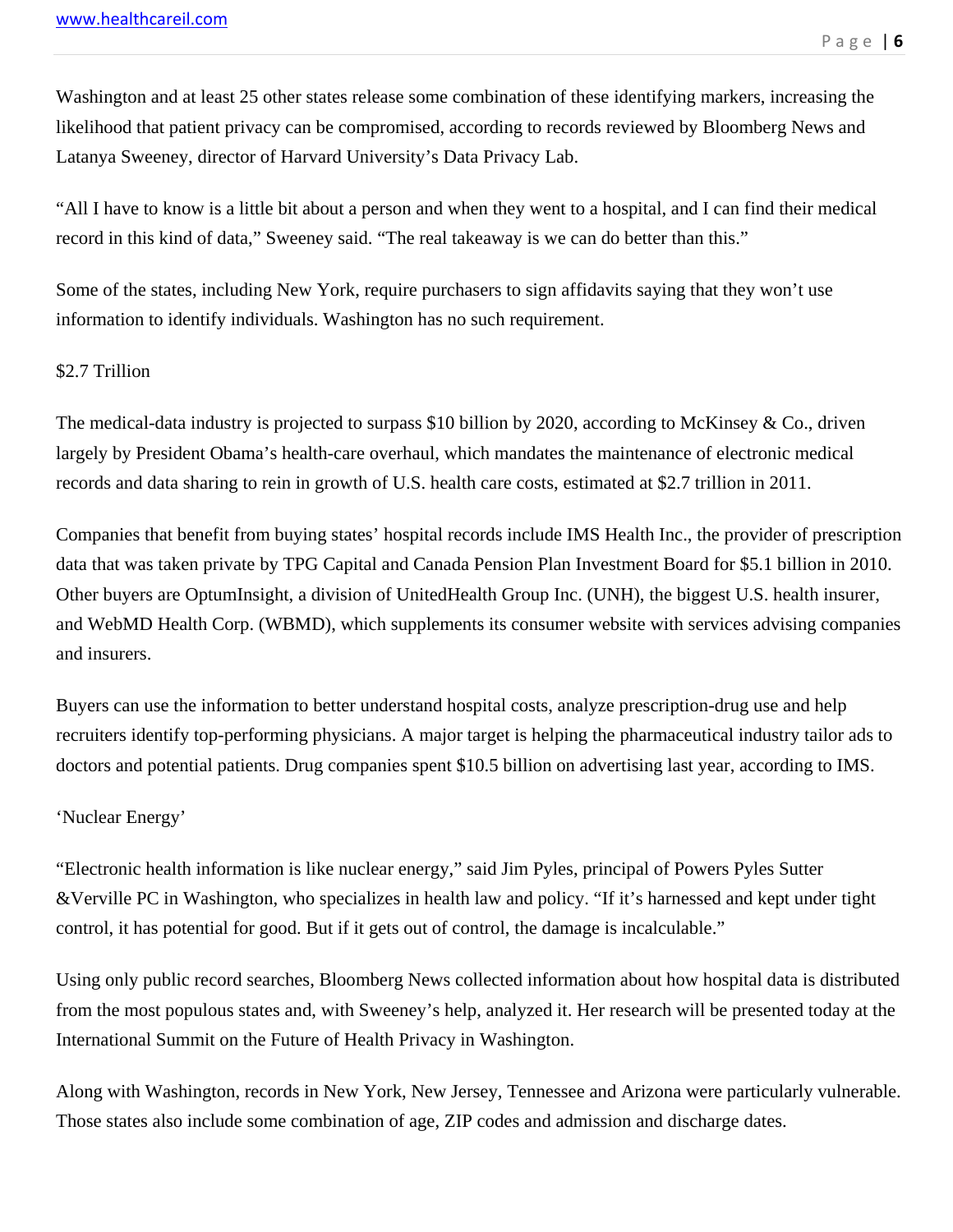Washington and at least 25 other states release some combination of these identifying markers, increasing the likelihood that patient privacy can be compromised, according to records reviewed by Bloomberg News and Latanya Sweeney, director of Harvard University's Data Privacy Lab.

"All I have to know is a little bit about a person and when they went to a hospital, and I can find their medical record in this kind of data," Sweeney said. "The real takeaway is we can do better than this."

Some of the states, including New York, require purchasers to sign affidavits saying that they won't use information to identify individuals. Washington has no such requirement.

$2.7 Trillion

The medical-data industry is projected to surpass $10 billion by 2020, according to McKinsey & Co., driven largely by President Obama's health-care overhaul, which mandates the maintenance of electronic medical records and data sharing to rein in growth of U.S. health care costs, estimated at $2.7 trillion in 2011.

Companies that benefit from buying states' hospital records include IMS Health Inc., the provider of prescription data that was taken private by TPG Capital and Canada Pension Plan Investment Board for $5.1 billion in 2010. Other buyers are OptumInsight, a division of UnitedHealth Group Inc. (UNH), the biggest U.S. health insurer, and WebMD Health Corp. (WBMD), which supplements its consumer website with services advising companies and insurers.

Buyers can use the information to better understand hospital costs, analyze prescription-drug use and help recruiters identify top-performing physicians. A major target is helping the pharmaceutical industry tailor ads to doctors and potential patients. Drug companies spent $10.5 billion on advertising last year, according to IMS.

'Nuclear Energy'

"Electronic health information is like nuclear energy," said Jim Pyles, principal of Powers Pyles Sutter &Verville PC in Washington, who specializes in health law and policy. "If it's harnessed and kept under tight control, it has potential for good. But if it gets out of control, the damage is incalculable."

Using only public record searches, Bloomberg News collected information about how hospital data is distributed from the most populous states and, with Sweeney's help, analyzed it. Her research will be presented today at the International Summit on the Future of Health Privacy in Washington.

Along with Washington, records in New York, New Jersey, Tennessee and Arizona were particularly vulnerable. Those states also include some combination of age, ZIP codes and admission and discharge dates.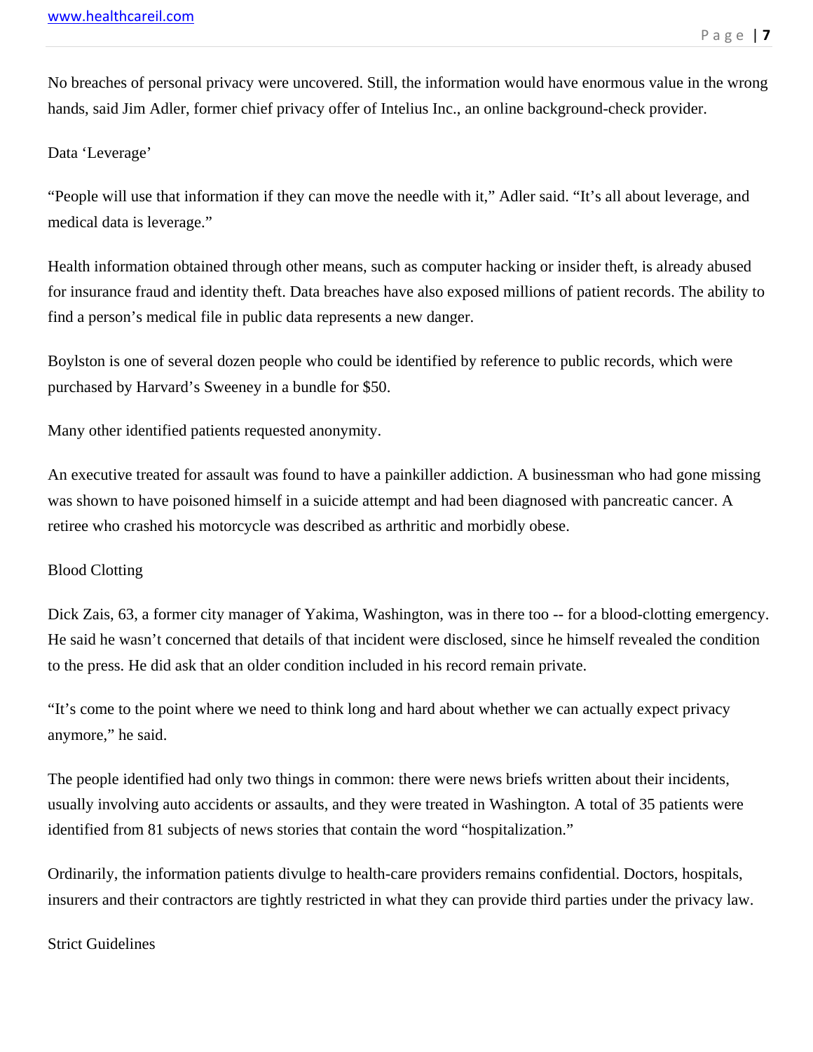No breaches of personal privacy were uncovered. Still, the information would have enormous value in the wrong hands, said Jim Adler, former chief privacy offer of Intelius Inc., an online background-check provider.

## Data 'Leverage'

"People will use that information if they can move the needle with it," Adler said. "It's all about leverage, and medical data is leverage."

Health information obtained through other means, such as computer hacking or insider theft, is already abused for insurance fraud and identity theft. Data breaches have also exposed millions of patient records. The ability to find a person's medical file in public data represents a new danger.

Boylston is one of several dozen people who could be identified by reference to public records, which were purchased by Harvard's Sweeney in a bundle for $50.

Many other identified patients requested anonymity.

An executive treated for assault was found to have a painkiller addiction. A businessman who had gone missing was shown to have poisoned himself in a suicide attempt and had been diagnosed with pancreatic cancer. A retiree who crashed his motorcycle was described as arthritic and morbidly obese.

## Blood Clotting

Dick Zais, 63, a former city manager of Yakima, Washington, was in there too -- for a blood-clotting emergency. He said he wasn't concerned that details of that incident were disclosed, since he himself revealed the condition to the press. He did ask that an older condition included in his record remain private.

"It's come to the point where we need to think long and hard about whether we can actually expect privacy anymore," he said.

The people identified had only two things in common: there were news briefs written about their incidents, usually involving auto accidents or assaults, and they were treated in Washington. A total of 35 patients were identified from 81 subjects of news stories that contain the word "hospitalization."

Ordinarily, the information patients divulge to health-care providers remains confidential. Doctors, hospitals, insurers and their contractors are tightly restricted in what they can provide third parties under the privacy law.

## Strict Guidelines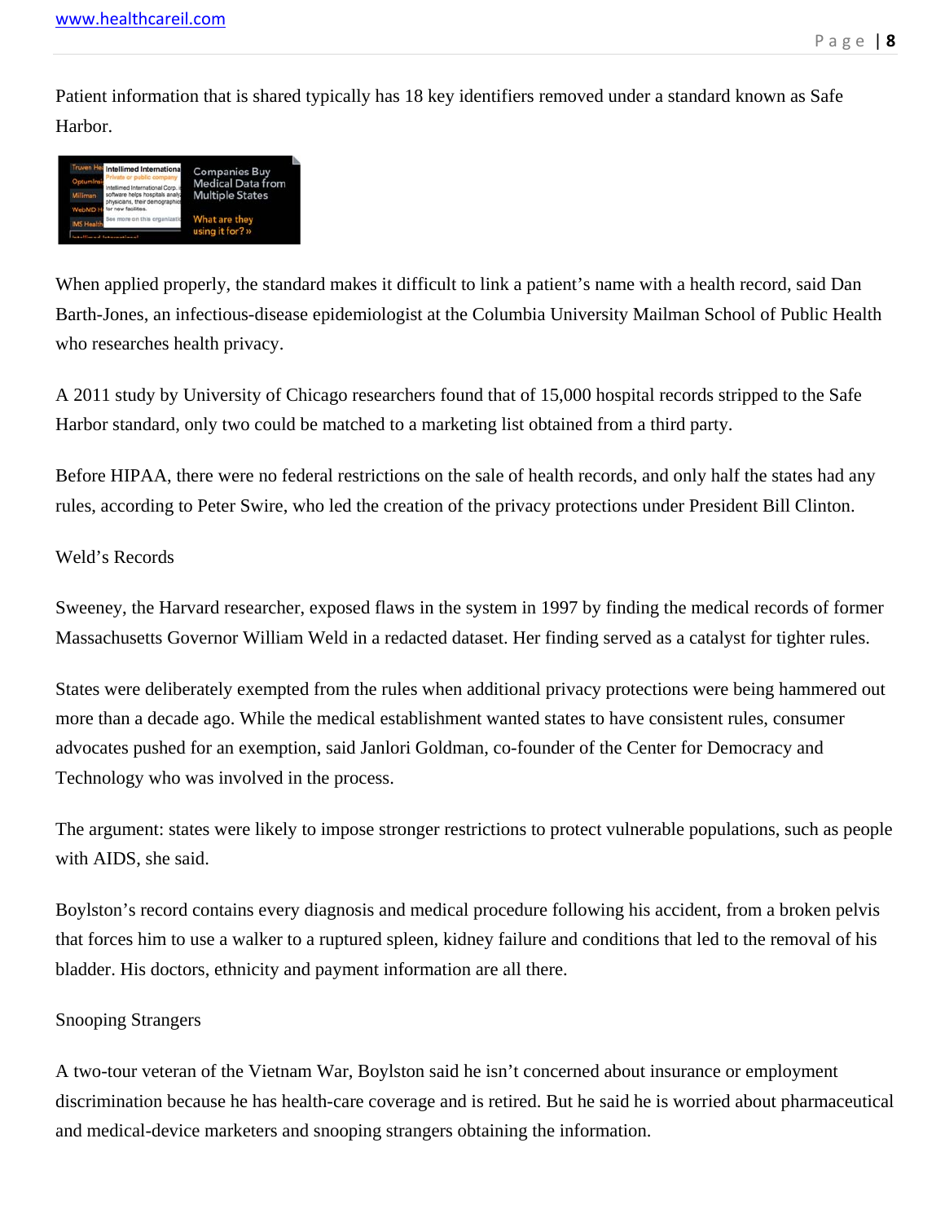Patient information that is shared typically has 18 key identifiers removed under a standard known as Safe Harbor.

When applied properly, the standard makes it difficult to link a patient's name with a health record, said Dan Barth-Jones, an infectious-disease epidemiologist at the Columbia University Mailman School of Public Health who researches health privacy.

A 2011 study by University of Chicago researchers found that of 15,000 hospital records stripped to the Safe Harbor standard, only two could be matched to a marketing list obtained from a third party.

Before HIPAA, there were no federal restrictions on the sale of health records, and only half the states had any rules, according to Peter Swire, who led the creation of the privacy protections under President Bill Clinton.

## Weld's Records

Sweeney, the Harvard researcher, exposed flaws in the system in 1997 by finding the medical records of former Massachusetts Governor William Weld in a redacted dataset. Her finding served as a catalyst for tighter rules.

States were deliberately exempted from the rules when additional privacy protections were being hammered out more than a decade ago. While the medical establishment wanted states to have consistent rules, consumer advocates pushed for an exemption, said Janlori Goldman, co-founder of the Center for Democracy and Technology who was involved in the process.

The argument: states were likely to impose stronger restrictions to protect vulnerable populations, such as people with AIDS, she said.

Boylston's record contains every diagnosis and medical procedure following his accident, from a broken pelvis that forces him to use a walker to a ruptured spleen, kidney failure and conditions that led to the removal of his bladder. His doctors, ethnicity and payment information are all there.

## Snooping Strangers

A two-tour veteran of the Vietnam War, Boylston said he isn't concerned about insurance or employment discrimination because he has health-care coverage and is retired. But he said he is worried about pharmaceutical and medical-device marketers and snooping strangers obtaining the information.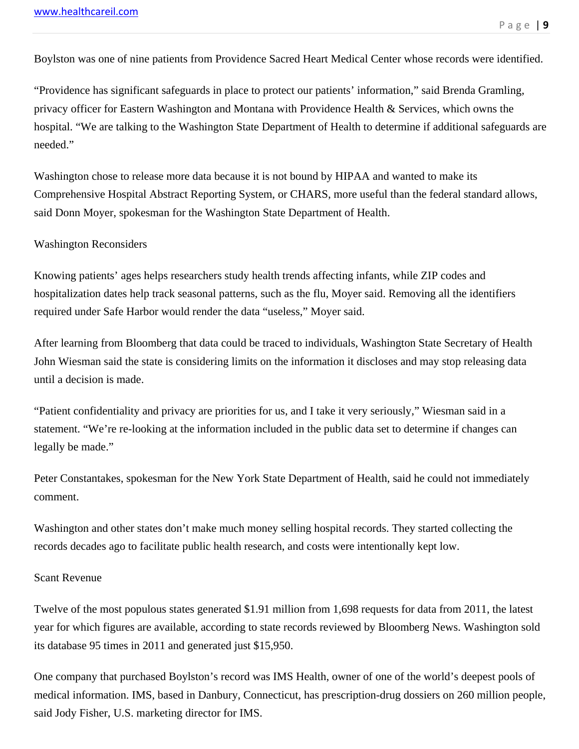Boylston was one of nine patients from Providence Sacred Heart Medical Center whose records were identified.

"Providence has significant safeguards in place to protect our patients' information," said Brenda Gramling, privacy officer for Eastern Washington and Montana with Providence Health & Services, which owns the hospital. "We are talking to the Washington State Department of Health to determine if additional safeguards are needed."

Washington chose to release more data because it is not bound by HIPAA and wanted to make its Comprehensive Hospital Abstract Reporting System, or CHARS, more useful than the federal standard allows, said Donn Moyer, spokesman for the Washington State Department of Health.

## Washington Reconsiders

Knowing patients' ages helps researchers study health trends affecting infants, while ZIP codes and hospitalization dates help track seasonal patterns, such as the flu, Moyer said. Removing all the identifiers required under Safe Harbor would render the data "useless," Moyer said.

After learning from Bloomberg that data could be traced to individuals, Washington State Secretary of Health John Wiesman said the state is considering limits on the information it discloses and may stop releasing data until a decision is made.

"Patient confidentiality and privacy are priorities for us, and I take it very seriously," Wiesman said in a statement. "We're re-looking at the information included in the public data set to determine if changes can legally be made."

Peter Constantakes, spokesman for the New York State Department of Health, said he could not immediately comment.

Washington and other states don't make much money selling hospital records. They started collecting the records decades ago to facilitate public health research, and costs were intentionally kept low.

## Scant Revenue

Twelve of the most populous states generated $1.91 million from 1,698 requests for data from 2011, the latest year for which figures are available, according to state records reviewed by Bloomberg News. Washington sold its database 95 times in 2011 and generated just $15,950.

One company that purchased Boylston's record was IMS Health, owner of one of the world's deepest pools of medical information. IMS, based in Danbury, Connecticut, has prescription-drug dossiers on 260 million people, said Jody Fisher, U.S. marketing director for IMS.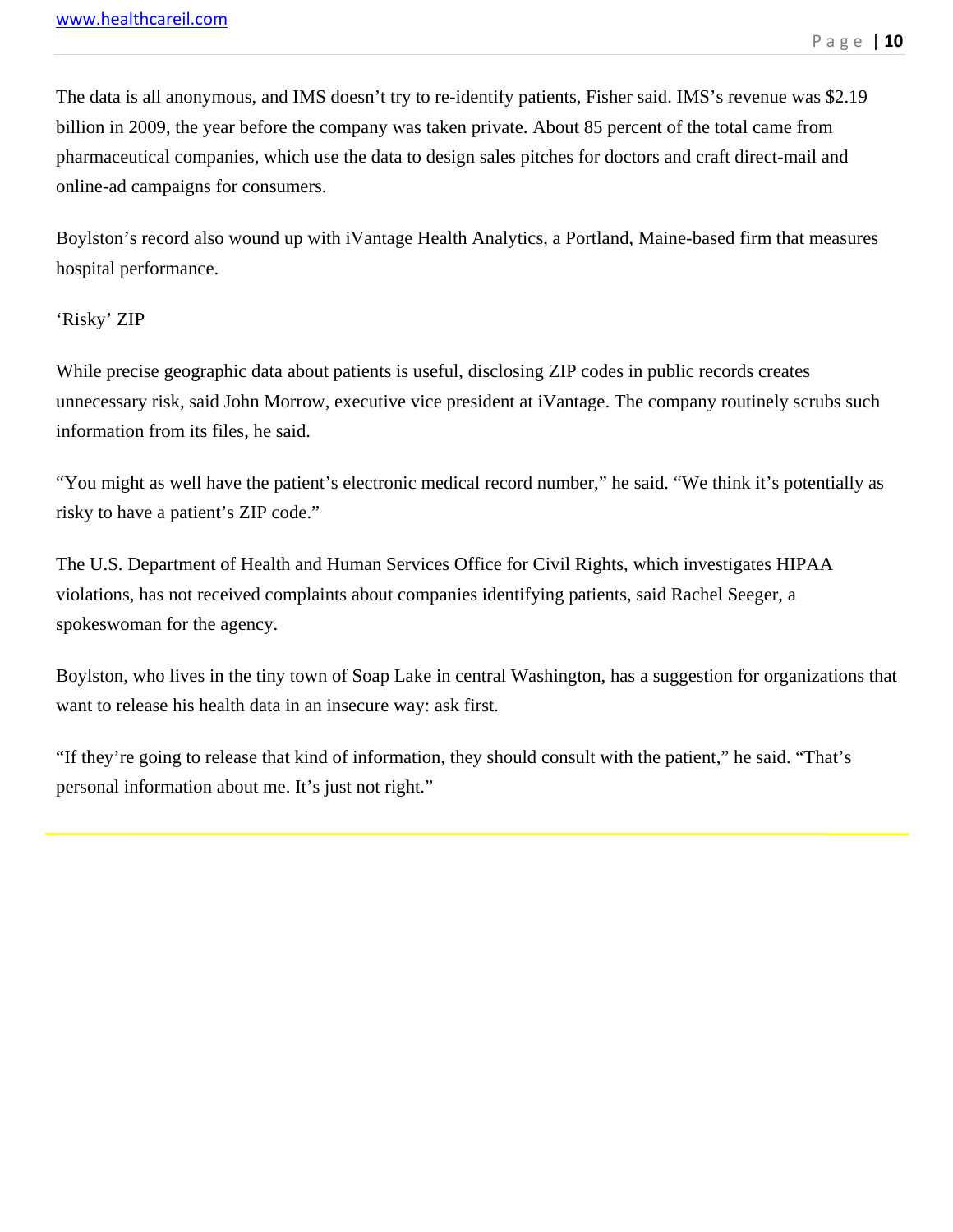The data is all anonymous, and IMS doesn't try to re-identify patients, Fisher said. IMS's revenue was $2.19 billion in 2009, the year before the company was taken private. About 85 percent of the total came from pharmaceutical companies, which use the data to design sales pitches for doctors and craft direct-mail and online-ad campaigns for consumers.

Boylston's record also wound up with iVantage Health Analytics, a Portland, Maine-based firm that measures hospital performance.

'Risky' ZIP

While precise geographic data about patients is useful, disclosing ZIP codes in public records creates unnecessary risk, said John Morrow, executive vice president at iVantage. The company routinely scrubs such information from its files, he said.

"You might as well have the patient's electronic medical record number," he said. "We think it's potentially as risky to have a patient's ZIP code."

The U.S. Department of Health and Human Services Office for Civil Rights, which investigates HIPAA violations, has not received complaints about companies identifying patients, said Rachel Seeger, a spokeswoman for the agency.

Boylston, who lives in the tiny town of Soap Lake in central Washington, has a suggestion for organizations that want to release his health data in an insecure way: ask first.

"If they're going to release that kind of information, they should consult with the patient," he said. "That's personal information about me. It's just not right."

---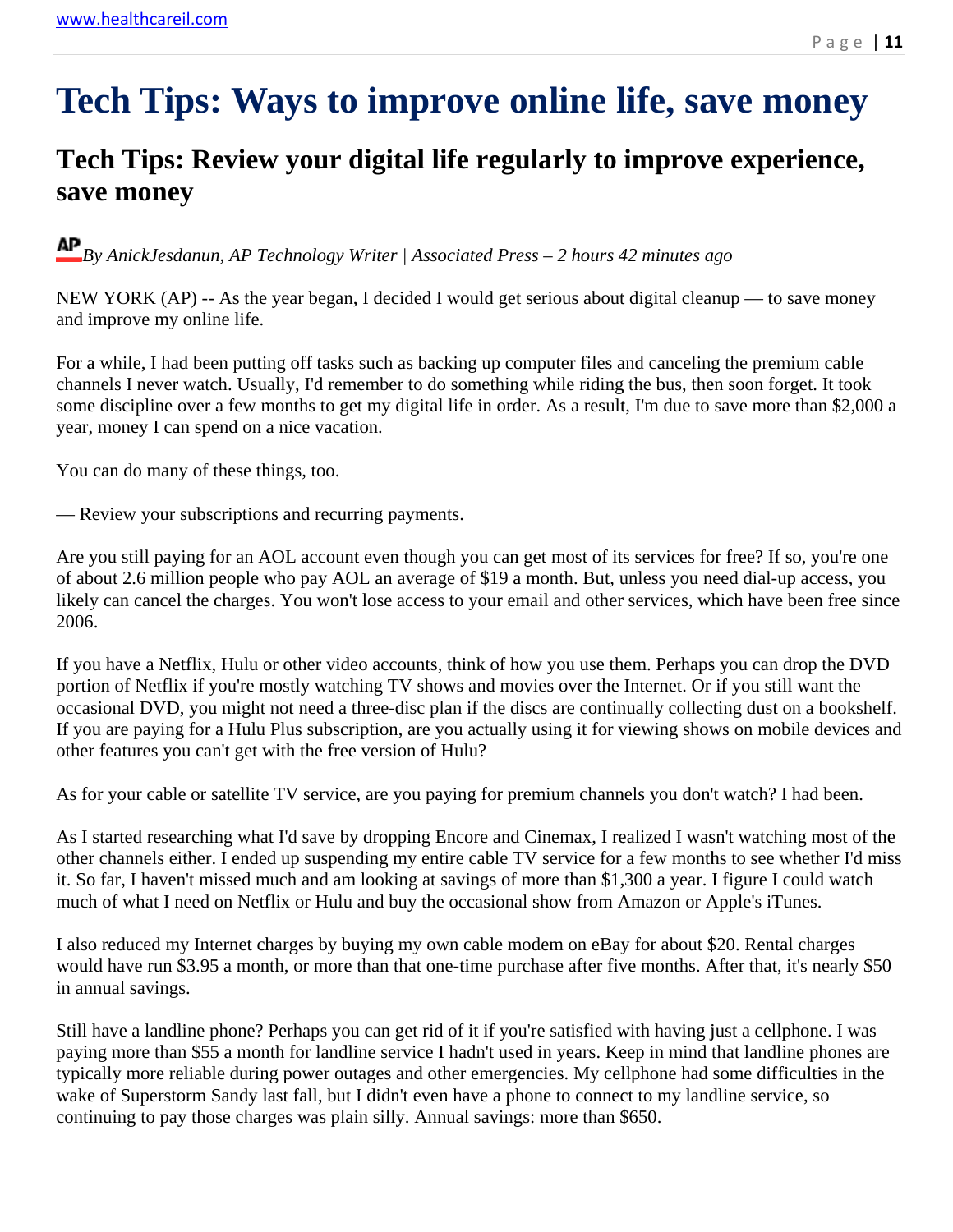# Tech Tips: Ways to improve online life, save money

## Tech Tips: Review your digital life regularly to improve experience, save money

*By AnickJesdanun, AP Technology Writer | Associated Press – 2 hours 42 minutes ago*

NEW YORK (AP) -- As the year began, I decided I would get serious about digital cleanup — to save money and improve my online life.

For a while, I had been putting off tasks such as backing up computer files and canceling the premium cable channels I never watch. Usually, I'd remember to do something while riding the bus, then soon forget. It took some discipline over a few months to get my digital life in order. As a result, I'm due to save more than $2,000 a year, money I can spend on a nice vacation.

You can do many of these things, too.

— Review your subscriptions and recurring payments.

Are you still paying for an AOL account even though you can get most of its services for free? If so, you're one of about 2.6 million people who pay AOL an average of $19 a month. But, unless you need dial-up access, you likely can cancel the charges. You won't lose access to your email and other services, which have been free since 2006.

If you have a Netflix, Hulu or other video accounts, think of how you use them. Perhaps you can drop the DVD portion of Netflix if you're mostly watching TV shows and movies over the Internet. Or if you still want the occasional DVD, you might not need a three-disc plan if the discs are continually collecting dust on a bookshelf. If you are paying for a Hulu Plus subscription, are you actually using it for viewing shows on mobile devices and other features you can't get with the free version of Hulu?

As for your cable or satellite TV service, are you paying for premium channels you don't watch? I had been.

As I started researching what I'd save by dropping Encore and Cinemax, I realized I wasn't watching most of the other channels either. I ended up suspending my entire cable TV service for a few months to see whether I'd miss it. So far, I haven't missed much and am looking at savings of more than $1,300 a year. I figure I could watch much of what I need on Netflix or Hulu and buy the occasional show from Amazon or Apple's iTunes.

I also reduced my Internet charges by buying my own cable modem on eBay for about $20. Rental charges would have run $3.95 a month, or more than that one-time purchase after five months. After that, it's nearly $50 in annual savings.

Still have a landline phone? Perhaps you can get rid of it if you're satisfied with having just a cellphone. I was paying more than $55 a month for landline service I hadn't used in years. Keep in mind that landline phones are typically more reliable during power outages and other emergencies. My cellphone had some difficulties in the wake of Superstorm Sandy last fall, but I didn't even have a phone to connect to my landline service, so continuing to pay those charges was plain silly. Annual savings: more than $650.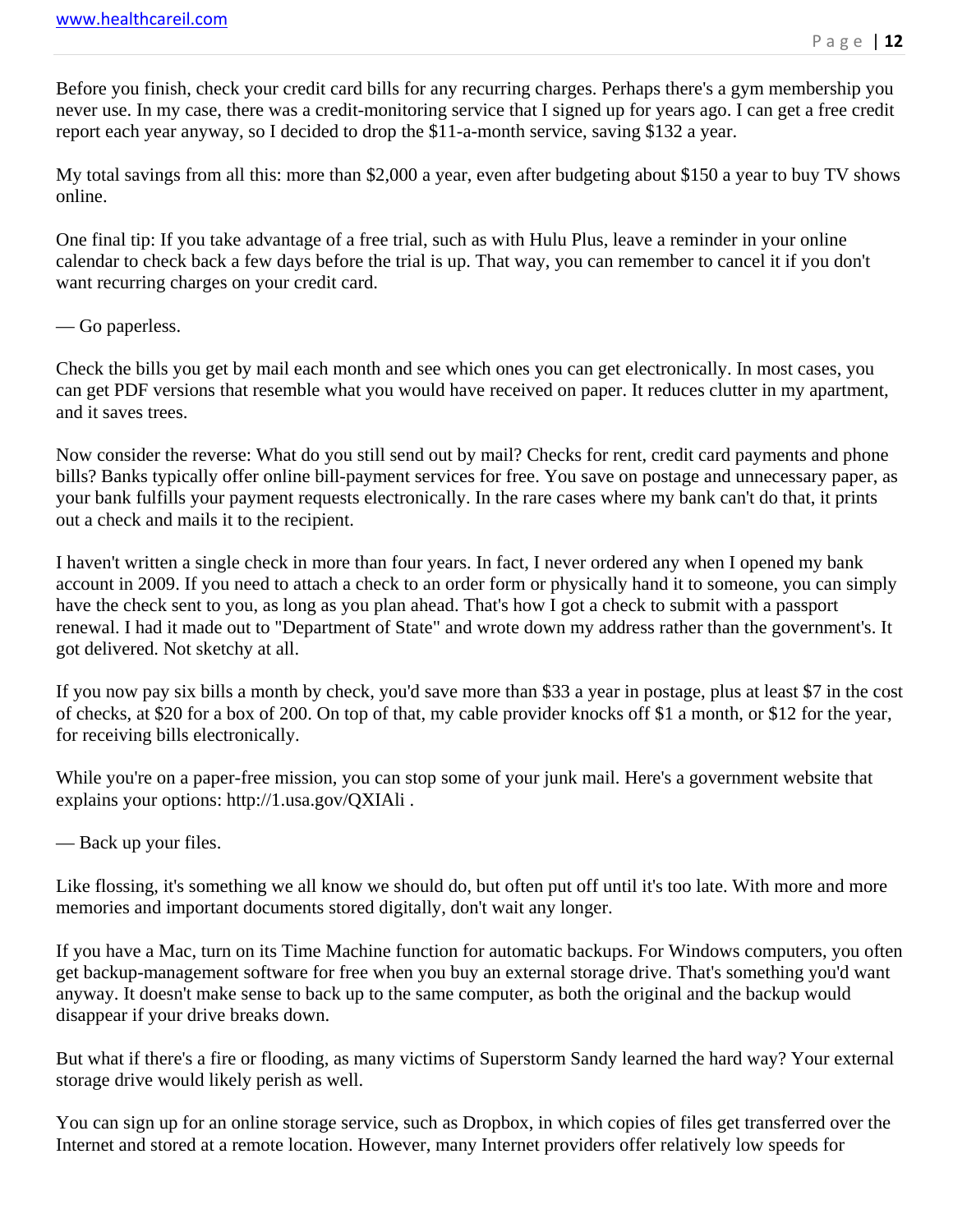Before you finish, check your credit card bills for any recurring charges. Perhaps there's a gym membership you never use. In my case, there was a credit-monitoring service that I signed up for years ago. I can get a free credit report each year anyway, so I decided to drop the $11-a-month service, saving $132 a year.

My total savings from all this: more than $2,000 a year, even after budgeting about $150 a year to buy TV shows online.

One final tip: If you take advantage of a free trial, such as with Hulu Plus, leave a reminder in your online calendar to check back a few days before the trial is up. That way, you can remember to cancel it if you don't want recurring charges on your credit card.

— Go paperless.

Check the bills you get by mail each month and see which ones you can get electronically. In most cases, you can get PDF versions that resemble what you would have received on paper. It reduces clutter in my apartment, and it saves trees.

Now consider the reverse: What do you still send out by mail? Checks for rent, credit card payments and phone bills? Banks typically offer online bill-payment services for free. You save on postage and unnecessary paper, as your bank fulfills your payment requests electronically. In the rare cases where my bank can't do that, it prints out a check and mails it to the recipient.

I haven't written a single check in more than four years. In fact, I never ordered any when I opened my bank account in 2009. If you need to attach a check to an order form or physically hand it to someone, you can simply have the check sent to you, as long as you plan ahead. That's how I got a check to submit with a passport renewal. I had it made out to "Department of State" and wrote down my address rather than the government's. It got delivered. Not sketchy at all.

If you now pay six bills a month by check, you'd save more than $33 a year in postage, plus at least $7 in the cost of checks, at $20 for a box of 200. On top of that, my cable provider knocks off $1 a month, or $12 for the year, for receiving bills electronically.

While you're on a paper-free mission, you can stop some of your junk mail. Here's a government website that explains your options: http://1.usa.gov/QXIAli .

— Back up your files.

Like flossing, it's something we all know we should do, but often put off until it's too late. With more and more memories and important documents stored digitally, don't wait any longer.

If you have a Mac, turn on its Time Machine function for automatic backups. For Windows computers, you often get backup-management software for free when you buy an external storage drive. That's something you'd want anyway. It doesn't make sense to back up to the same computer, as both the original and the backup would disappear if your drive breaks down.

But what if there's a fire or flooding, as many victims of Superstorm Sandy learned the hard way? Your external storage drive would likely perish as well.

You can sign up for an online storage service, such as Dropbox, in which copies of files get transferred over the Internet and stored at a remote location. However, many Internet providers offer relatively low speeds for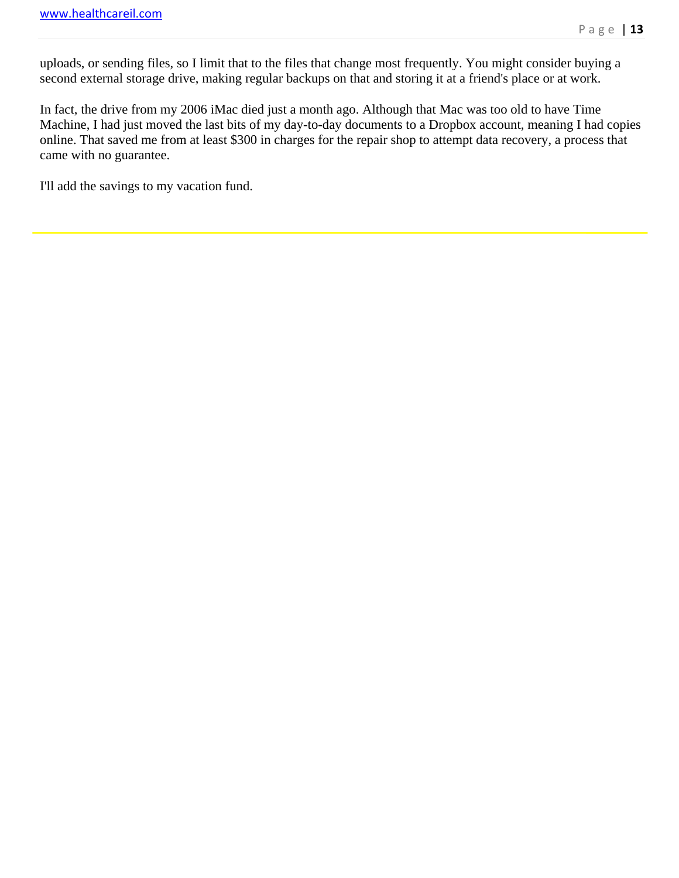uploads, or sending files, so I limit that to the files that change most frequently. You might consider buying a second external storage drive, making regular backups on that and storing it at a friend's place or at work.

In fact, the drive from my 2006 iMac died just a month ago. Although that Mac was too old to have Time Machine, I had just moved the last bits of my day-to-day documents to a Dropbox account, meaning I had copies online. That saved me from at least $300 in charges for the repair shop to attempt data recovery, a process that came with no guarantee.

I'll add the savings to my vacation fund.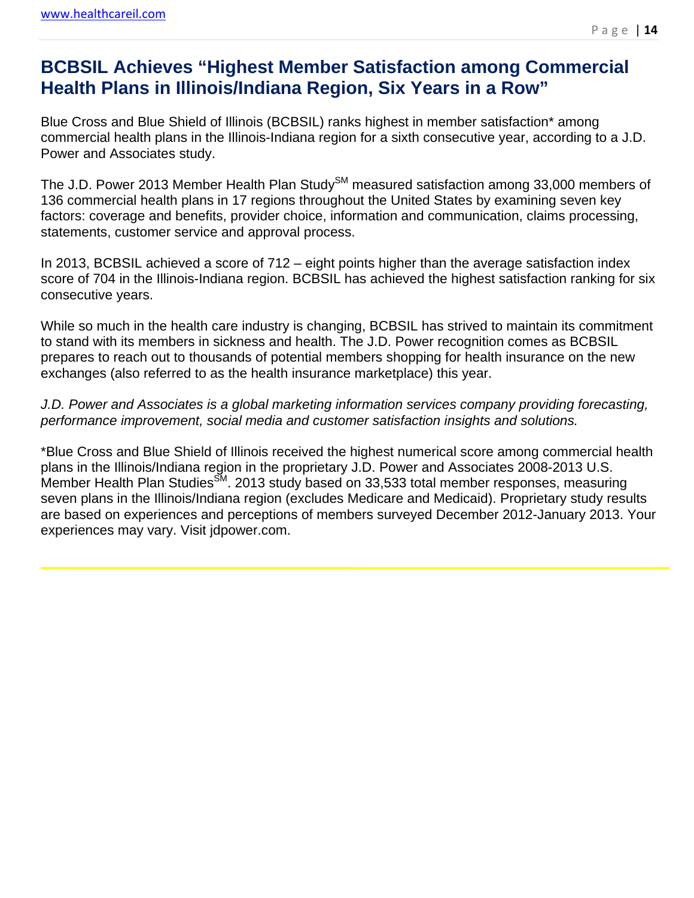## BCBSIL Achieves "Highest Member Satisfaction among Commercial Health Plans in Illinois/Indiana Region, Six Years in a Row"

Blue Cross and Blue Shield of Illinois (BCBSIL) ranks highest in member satisfaction* among commercial health plans in the Illinois-Indiana region for a sixth consecutive year, according to a J.D. Power and Associates study.

The J.D. Power 2013 Member Health Plan Study℠ measured satisfaction among 33,000 members of 136 commercial health plans in 17 regions throughout the United States by examining seven key factors: coverage and benefits, provider choice, information and communication, claims processing, statements, customer service and approval process.

In 2013, BCBSIL achieved a score of 712 – eight points higher than the average satisfaction index score of 704 in the Illinois-Indiana region. BCBSIL has achieved the highest satisfaction ranking for six consecutive years.

While so much in the health care industry is changing, BCBSIL has strived to maintain its commitment to stand with its members in sickness and health. The J.D. Power recognition comes as BCBSIL prepares to reach out to thousands of potential members shopping for health insurance on the new exchanges (also referred to as the health insurance marketplace) this year.

*J.D. Power and Associates is a global marketing information services company providing forecasting, performance improvement, social media and customer satisfaction insights and solutions.*

*Blue Cross and Blue Shield of Illinois received the highest numerical score among commercial health plans in the Illinois/Indiana region in the proprietary J.D. Power and Associates 2008-2013 U.S. Member Health Plan Studies℠. 2013 study based on 33,533 total member responses, measuring seven plans in the Illinois/Indiana region (excludes Medicare and Medicaid). Proprietary study results are based on experiences and perceptions of members surveyed December 2012-January 2013. Your experiences may vary. Visit jdpower.com.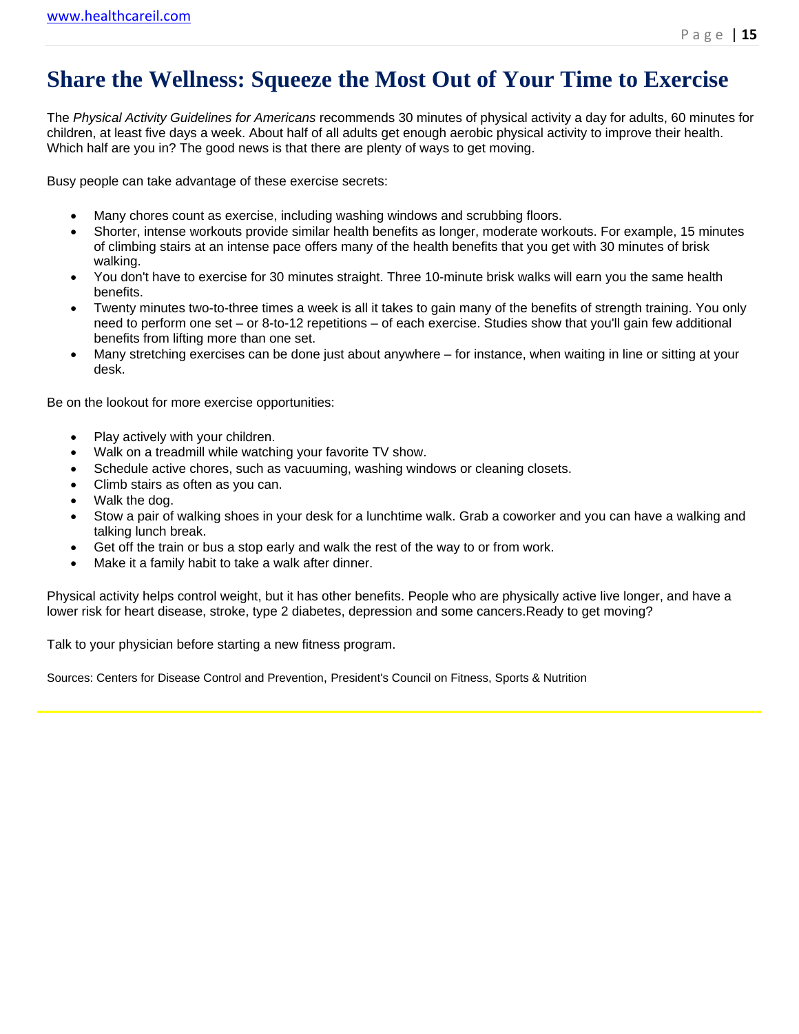# Share the Wellness: Squeeze the Most Out of Your Time to Exercise

The *Physical Activity Guidelines for Americans* recommends 30 minutes of physical activity a day for adults, 60 minutes for children, at least five days a week. About half of all adults get enough aerobic physical activity to improve their health. Which half are you in? The good news is that there are plenty of ways to get moving.

Busy people can take advantage of these exercise secrets:

- Many chores count as exercise, including washing windows and scrubbing floors.
- Shorter, intense workouts provide similar health benefits as longer, moderate workouts. For example, 15 minutes of climbing stairs at an intense pace offers many of the health benefits that you get with 30 minutes of brisk walking.
- You don't have to exercise for 30 minutes straight. Three 10-minute brisk walks will earn you the same health benefits.
- Twenty minutes two-to-three times a week is all it takes to gain many of the benefits of strength training. You only need to perform one set – or 8-to-12 repetitions – of each exercise. Studies show that you'll gain few additional benefits from lifting more than one set.
- Many stretching exercises can be done just about anywhere – for instance, when waiting in line or sitting at your desk.

Be on the lookout for more exercise opportunities:

- Play actively with your children.
- Walk on a treadmill while watching your favorite TV show.
- Schedule active chores, such as vacuuming, washing windows or cleaning closets.
- Climb stairs as often as you can.
- Walk the dog.
- Stow a pair of walking shoes in your desk for a lunchtime walk. Grab a coworker and you can have a walking and talking lunch break.
- Get off the train or bus a stop early and walk the rest of the way to or from work.
- Make it a family habit to take a walk after dinner.

Physical activity helps control weight, but it has other benefits. People who are physically active live longer, and have a lower risk for heart disease, stroke, type 2 diabetes, depression and some cancers.Ready to get moving?

Talk to your physician before starting a new fitness program.

Sources: Centers for Disease Control and Prevention, President's Council on Fitness, Sports & Nutrition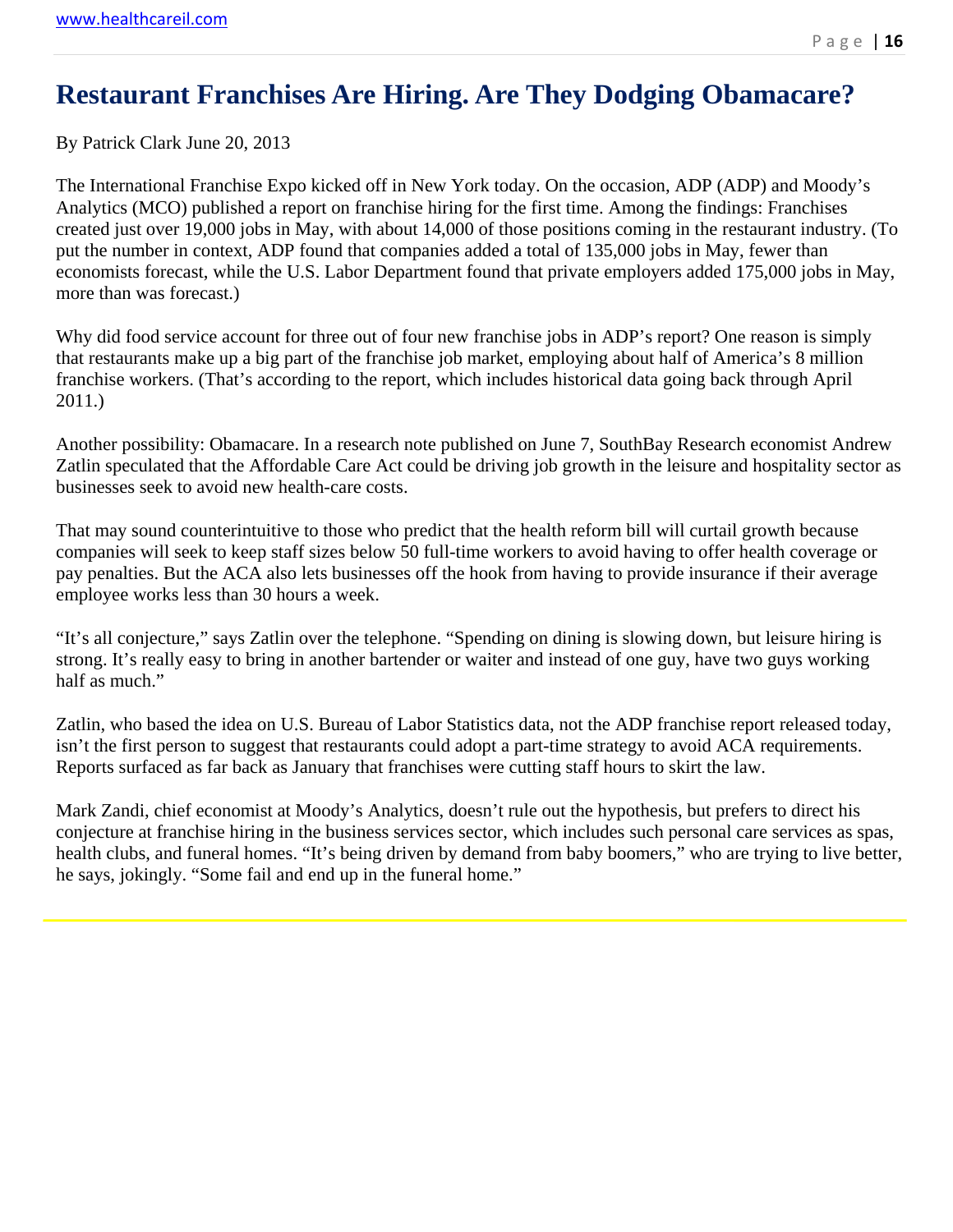# Restaurant Franchises Are Hiring. Are They Dodging Obamacare?

By Patrick Clark June 20, 2013

The International Franchise Expo kicked off in New York today. On the occasion, ADP (ADP) and Moody's Analytics (MCO) published a report on franchise hiring for the first time. Among the findings: Franchises created just over 19,000 jobs in May, with about 14,000 of those positions coming in the restaurant industry. (To put the number in context, ADP found that companies added a total of 135,000 jobs in May, fewer than economists forecast, while the U.S. Labor Department found that private employers added 175,000 jobs in May, more than was forecast.)

Why did food service account for three out of four new franchise jobs in ADP's report? One reason is simply that restaurants make up a big part of the franchise job market, employing about half of America's 8 million franchise workers. (That's according to the report, which includes historical data going back through April 2011.)

Another possibility: Obamacare. In a research note published on June 7, SouthBay Research economist Andrew Zatlin speculated that the Affordable Care Act could be driving job growth in the leisure and hospitality sector as businesses seek to avoid new health-care costs.

That may sound counterintuitive to those who predict that the health reform bill will curtail growth because companies will seek to keep staff sizes below 50 full-time workers to avoid having to offer health coverage or pay penalties. But the ACA also lets businesses off the hook from having to provide insurance if their average employee works less than 30 hours a week.

"It's all conjecture," says Zatlin over the telephone. "Spending on dining is slowing down, but leisure hiring is strong. It's really easy to bring in another bartender or waiter and instead of one guy, have two guys working half as much."

Zatlin, who based the idea on U.S. Bureau of Labor Statistics data, not the ADP franchise report released today, isn't the first person to suggest that restaurants could adopt a part-time strategy to avoid ACA requirements. Reports surfaced as far back as January that franchises were cutting staff hours to skirt the law.

Mark Zandi, chief economist at Moody's Analytics, doesn't rule out the hypothesis, but prefers to direct his conjecture at franchise hiring in the business services sector, which includes such personal care services as spas, health clubs, and funeral homes. "It's being driven by demand from baby boomers," who are trying to live better, he says, jokingly. "Some fail and end up in the funeral home."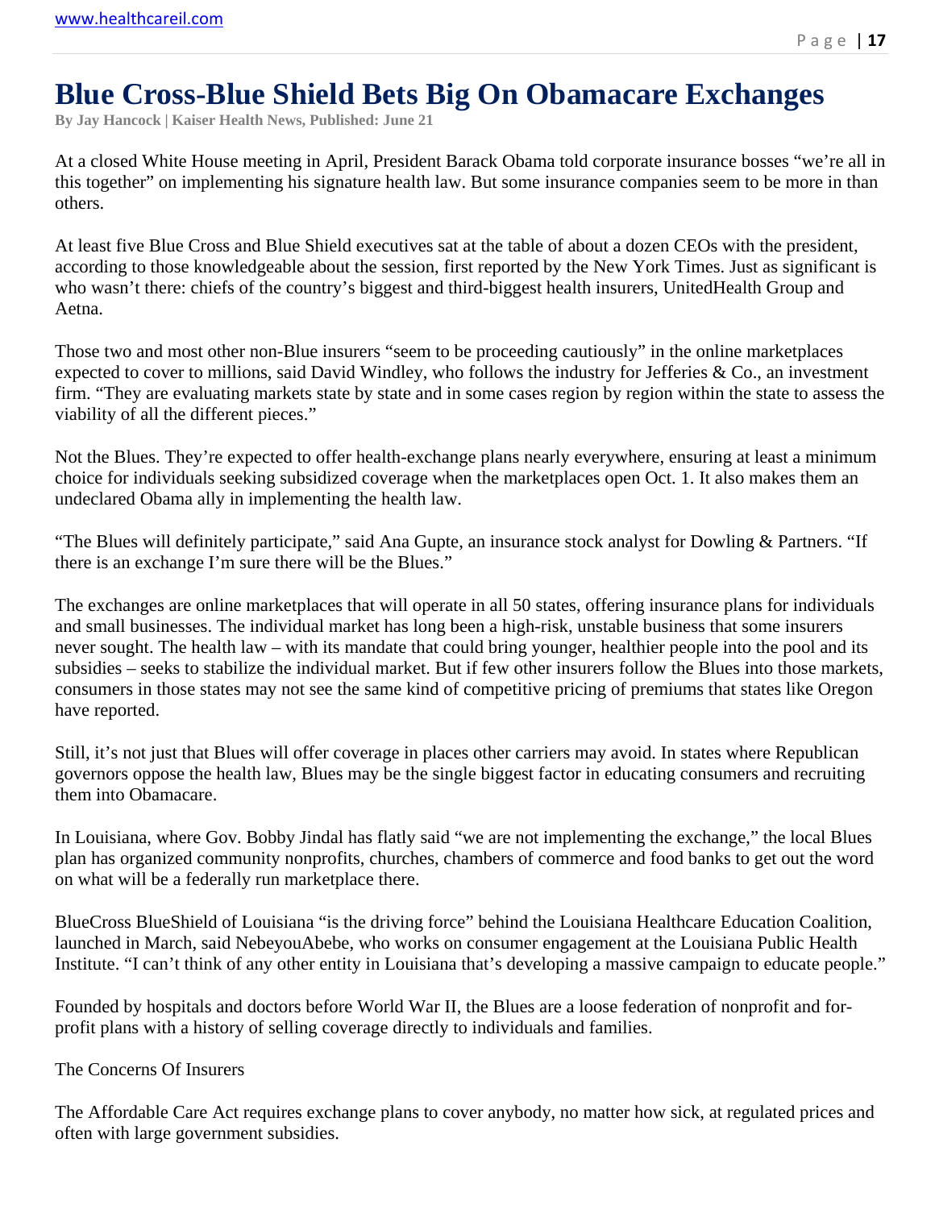# Blue Cross-Blue Shield Bets Big On Obamacare Exchanges

**By Jay Hancock | Kaiser Health News, Published: June 21**

At a closed White House meeting in April, President Barack Obama told corporate insurance bosses "we're all in this together" on implementing his signature health law. But some insurance companies seem to be more in than others.

At least five Blue Cross and Blue Shield executives sat at the table of about a dozen CEOs with the president, according to those knowledgeable about the session, first reported by the New York Times. Just as significant is who wasn't there: chiefs of the country's biggest and third-biggest health insurers, UnitedHealth Group and Aetna.

Those two and most other non-Blue insurers "seem to be proceeding cautiously" in the online marketplaces expected to cover to millions, said David Windley, who follows the industry for Jefferies & Co., an investment firm. "They are evaluating markets state by state and in some cases region by region within the state to assess the viability of all the different pieces."

Not the Blues. They're expected to offer health-exchange plans nearly everywhere, ensuring at least a minimum choice for individuals seeking subsidized coverage when the marketplaces open Oct. 1. It also makes them an undeclared Obama ally in implementing the health law.

"The Blues will definitely participate," said Ana Gupte, an insurance stock analyst for Dowling & Partners. "If there is an exchange I'm sure there will be the Blues."

The exchanges are online marketplaces that will operate in all 50 states, offering insurance plans for individuals and small businesses. The individual market has long been a high-risk, unstable business that some insurers never sought. The health law – with its mandate that could bring younger, healthier people into the pool and its subsidies – seeks to stabilize the individual market. But if few other insurers follow the Blues into those markets, consumers in those states may not see the same kind of competitive pricing of premiums that states like Oregon have reported.

Still, it's not just that Blues will offer coverage in places other carriers may avoid. In states where Republican governors oppose the health law, Blues may be the single biggest factor in educating consumers and recruiting them into Obamacare.

In Louisiana, where Gov. Bobby Jindal has flatly said "we are not implementing the exchange," the local Blues plan has organized community nonprofits, churches, chambers of commerce and food banks to get out the word on what will be a federally run marketplace there.

BlueCross BlueShield of Louisiana "is the driving force" behind the Louisiana Healthcare Education Coalition, launched in March, said NebeyouAbebe, who works on consumer engagement at the Louisiana Public Health Institute. "I can't think of any other entity in Louisiana that's developing a massive campaign to educate people."

Founded by hospitals and doctors before World War II, the Blues are a loose federation of nonprofit and for-profit plans with a history of selling coverage directly to individuals and families.

The Concerns Of Insurers

The Affordable Care Act requires exchange plans to cover anybody, no matter how sick, at regulated prices and often with large government subsidies.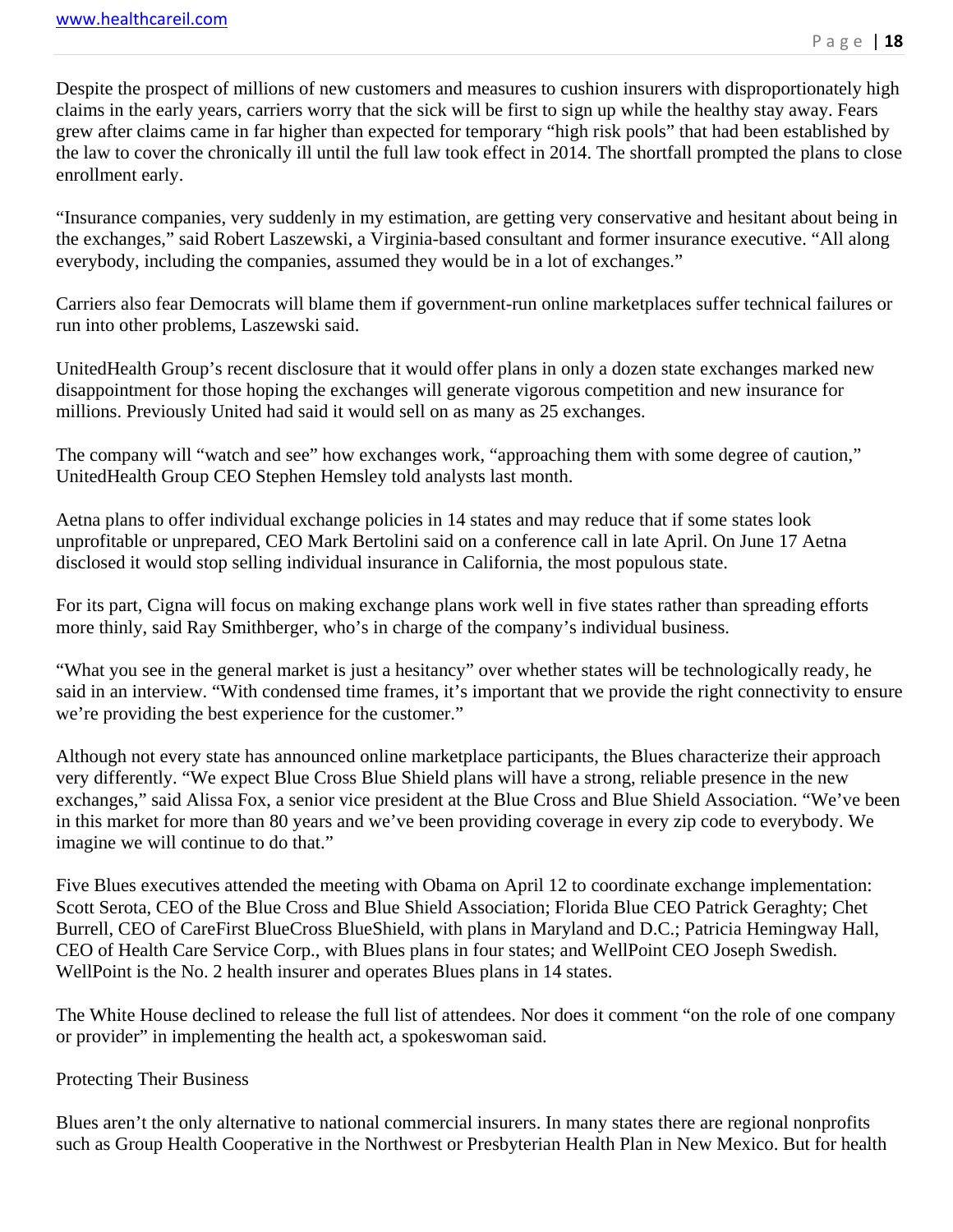Despite the prospect of millions of new customers and measures to cushion insurers with disproportionately high claims in the early years, carriers worry that the sick will be first to sign up while the healthy stay away. Fears grew after claims came in far higher than expected for temporary "high risk pools" that had been established by the law to cover the chronically ill until the full law took effect in 2014. The shortfall prompted the plans to close enrollment early.

"Insurance companies, very suddenly in my estimation, are getting very conservative and hesitant about being in the exchanges," said Robert Laszewski, a Virginia-based consultant and former insurance executive. "All along everybody, including the companies, assumed they would be in a lot of exchanges."

Carriers also fear Democrats will blame them if government-run online marketplaces suffer technical failures or run into other problems, Laszewski said.

UnitedHealth Group's recent disclosure that it would offer plans in only a dozen state exchanges marked new disappointment for those hoping the exchanges will generate vigorous competition and new insurance for millions. Previously United had said it would sell on as many as 25 exchanges.

The company will "watch and see" how exchanges work, "approaching them with some degree of caution," UnitedHealth Group CEO Stephen Hemsley told analysts last month.

Aetna plans to offer individual exchange policies in 14 states and may reduce that if some states look unprofitable or unprepared, CEO Mark Bertolini said on a conference call in late April. On June 17 Aetna disclosed it would stop selling individual insurance in California, the most populous state.

For its part, Cigna will focus on making exchange plans work well in five states rather than spreading efforts more thinly, said Ray Smithberger, who's in charge of the company's individual business.

"What you see in the general market is just a hesitancy" over whether states will be technologically ready, he said in an interview. "With condensed time frames, it's important that we provide the right connectivity to ensure we're providing the best experience for the customer."

Although not every state has announced online marketplace participants, the Blues characterize their approach very differently. "We expect Blue Cross Blue Shield plans will have a strong, reliable presence in the new exchanges," said Alissa Fox, a senior vice president at the Blue Cross and Blue Shield Association. "We've been in this market for more than 80 years and we've been providing coverage in every zip code to everybody. We imagine we will continue to do that."

Five Blues executives attended the meeting with Obama on April 12 to coordinate exchange implementation: Scott Serota, CEO of the Blue Cross and Blue Shield Association; Florida Blue CEO Patrick Geraghty; Chet Burrell, CEO of CareFirst BlueCross BlueShield, with plans in Maryland and D.C.; Patricia Hemingway Hall, CEO of Health Care Service Corp., with Blues plans in four states; and WellPoint CEO Joseph Swedish. WellPoint is the No. 2 health insurer and operates Blues plans in 14 states.

The White House declined to release the full list of attendees. Nor does it comment "on the role of one company or provider" in implementing the health act, a spokeswoman said.

Protecting Their Business

Blues aren't the only alternative to national commercial insurers. In many states there are regional nonprofits such as Group Health Cooperative in the Northwest or Presbyterian Health Plan in New Mexico. But for health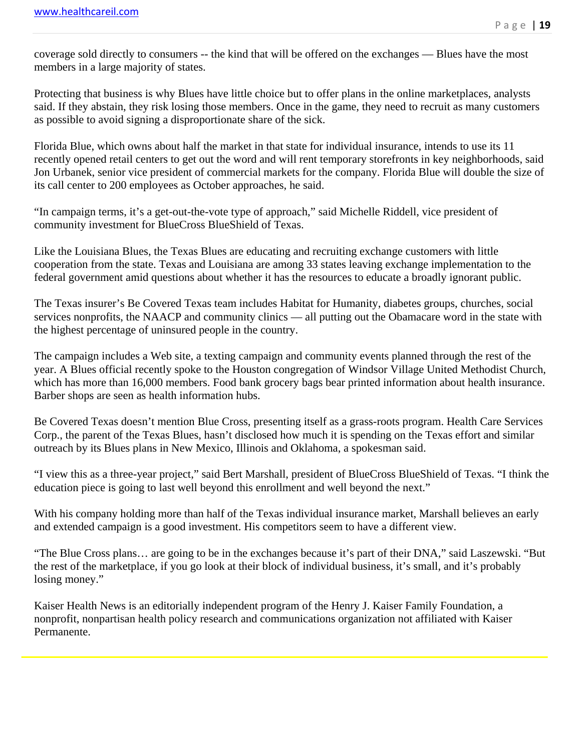coverage sold directly to consumers -- the kind that will be offered on the exchanges — Blues have the most members in a large majority of states.

Protecting that business is why Blues have little choice but to offer plans in the online marketplaces, analysts said. If they abstain, they risk losing those members. Once in the game, they need to recruit as many customers as possible to avoid signing a disproportionate share of the sick.

Florida Blue, which owns about half the market in that state for individual insurance, intends to use its 11 recently opened retail centers to get out the word and will rent temporary storefronts in key neighborhoods, said Jon Urbanek, senior vice president of commercial markets for the company. Florida Blue will double the size of its call center to 200 employees as October approaches, he said.

"In campaign terms, it's a get-out-the-vote type of approach," said Michelle Riddell, vice president of community investment for BlueCross BlueShield of Texas.

Like the Louisiana Blues, the Texas Blues are educating and recruiting exchange customers with little cooperation from the state. Texas and Louisiana are among 33 states leaving exchange implementation to the federal government amid questions about whether it has the resources to educate a broadly ignorant public.

The Texas insurer's Be Covered Texas team includes Habitat for Humanity, diabetes groups, churches, social services nonprofits, the NAACP and community clinics — all putting out the Obamacare word in the state with the highest percentage of uninsured people in the country.

The campaign includes a Web site, a texting campaign and community events planned through the rest of the year. A Blues official recently spoke to the Houston congregation of Windsor Village United Methodist Church, which has more than 16,000 members. Food bank grocery bags bear printed information about health insurance. Barber shops are seen as health information hubs.

Be Covered Texas doesn't mention Blue Cross, presenting itself as a grass-roots program. Health Care Services Corp., the parent of the Texas Blues, hasn't disclosed how much it is spending on the Texas effort and similar outreach by its Blues plans in New Mexico, Illinois and Oklahoma, a spokesman said.

"I view this as a three-year project," said Bert Marshall, president of BlueCross BlueShield of Texas. "I think the education piece is going to last well beyond this enrollment and well beyond the next."

With his company holding more than half of the Texas individual insurance market, Marshall believes an early and extended campaign is a good investment. His competitors seem to have a different view.

"The Blue Cross plans… are going to be in the exchanges because it's part of their DNA," said Laszewski. "But the rest of the marketplace, if you go look at their block of individual business, it's small, and it's probably losing money."

Kaiser Health News is an editorially independent program of the Henry J. Kaiser Family Foundation, a nonprofit, nonpartisan health policy research and communications organization not affiliated with Kaiser Permanente.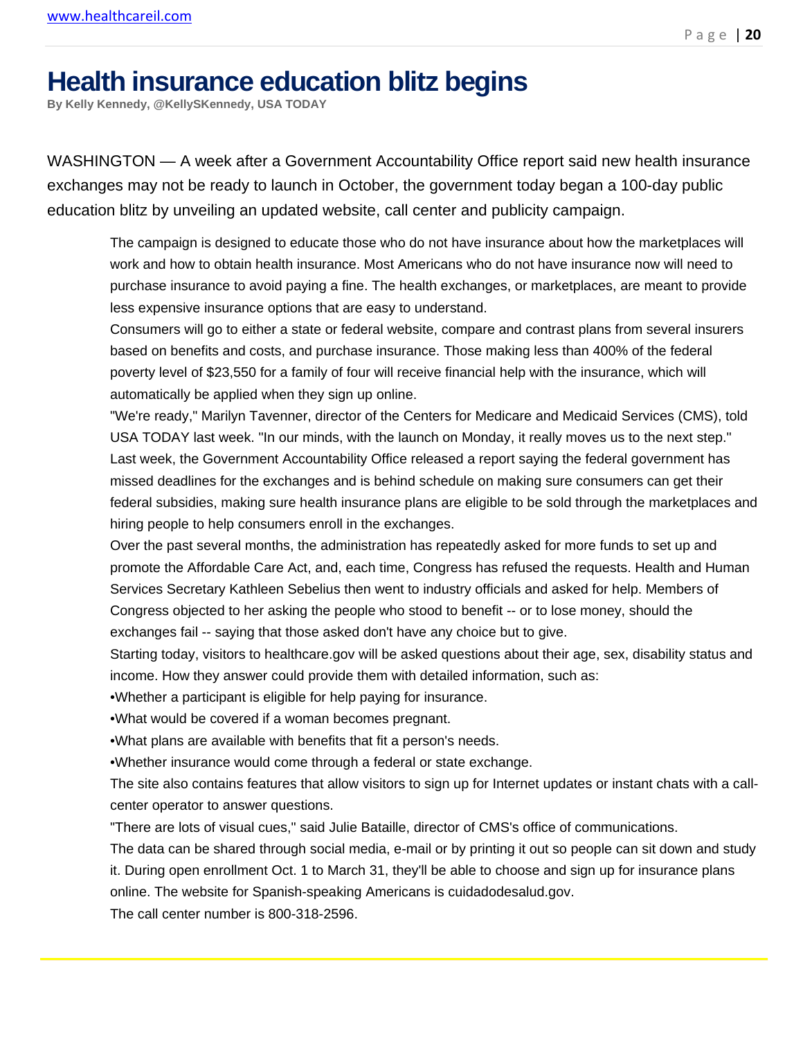# Health insurance education blitz begins

**By Kelly Kennedy, @KellySKennedy, USA TODAY**

WASHINGTON — A week after a Government Accountability Office report said new health insurance exchanges may not be ready to launch in October, the government today began a 100-day public education blitz by unveiling an updated website, call center and publicity campaign.

The campaign is designed to educate those who do not have insurance about how the marketplaces will work and how to obtain health insurance. Most Americans who do not have insurance now will need to purchase insurance to avoid paying a fine. The health exchanges, or marketplaces, are meant to provide less expensive insurance options that are easy to understand.

Consumers will go to either a state or federal website, compare and contrast plans from several insurers based on benefits and costs, and purchase insurance. Those making less than 400% of the federal poverty level of $23,550 for a family of four will receive financial help with the insurance, which will automatically be applied when they sign up online.

"We're ready," Marilyn Tavenner, director of the Centers for Medicare and Medicaid Services (CMS), told USA TODAY last week. "In our minds, with the launch on Monday, it really moves us to the next step."

Last week, the Government Accountability Office released a report saying the federal government has missed deadlines for the exchanges and is behind schedule on making sure consumers can get their federal subsidies, making sure health insurance plans are eligible to be sold through the marketplaces and hiring people to help consumers enroll in the exchanges.

Over the past several months, the administration has repeatedly asked for more funds to set up and promote the Affordable Care Act, and, each time, Congress has refused the requests. Health and Human Services Secretary Kathleen Sebelius then went to industry officials and asked for help. Members of Congress objected to her asking the people who stood to benefit -- or to lose money, should the exchanges fail -- saying that those asked don't have any choice but to give.

Starting today, visitors to healthcare.gov will be asked questions about their age, sex, disability status and income. How they answer could provide them with detailed information, such as:

- Whether a participant is eligible for help paying for insurance.
- What would be covered if a woman becomes pregnant.
- What plans are available with benefits that fit a person's needs.
- Whether insurance would come through a federal or state exchange.

The site also contains features that allow visitors to sign up for Internet updates or instant chats with a call-center operator to answer questions.

"There are lots of visual cues," said Julie Bataille, director of CMS's office of communications.

The data can be shared through social media, e-mail or by printing it out so people can sit down and study it. During open enrollment Oct. 1 to March 31, they'll be able to choose and sign up for insurance plans online. The website for Spanish-speaking Americans is cuidadodesalud.gov.

The call center number is 800-318-2596.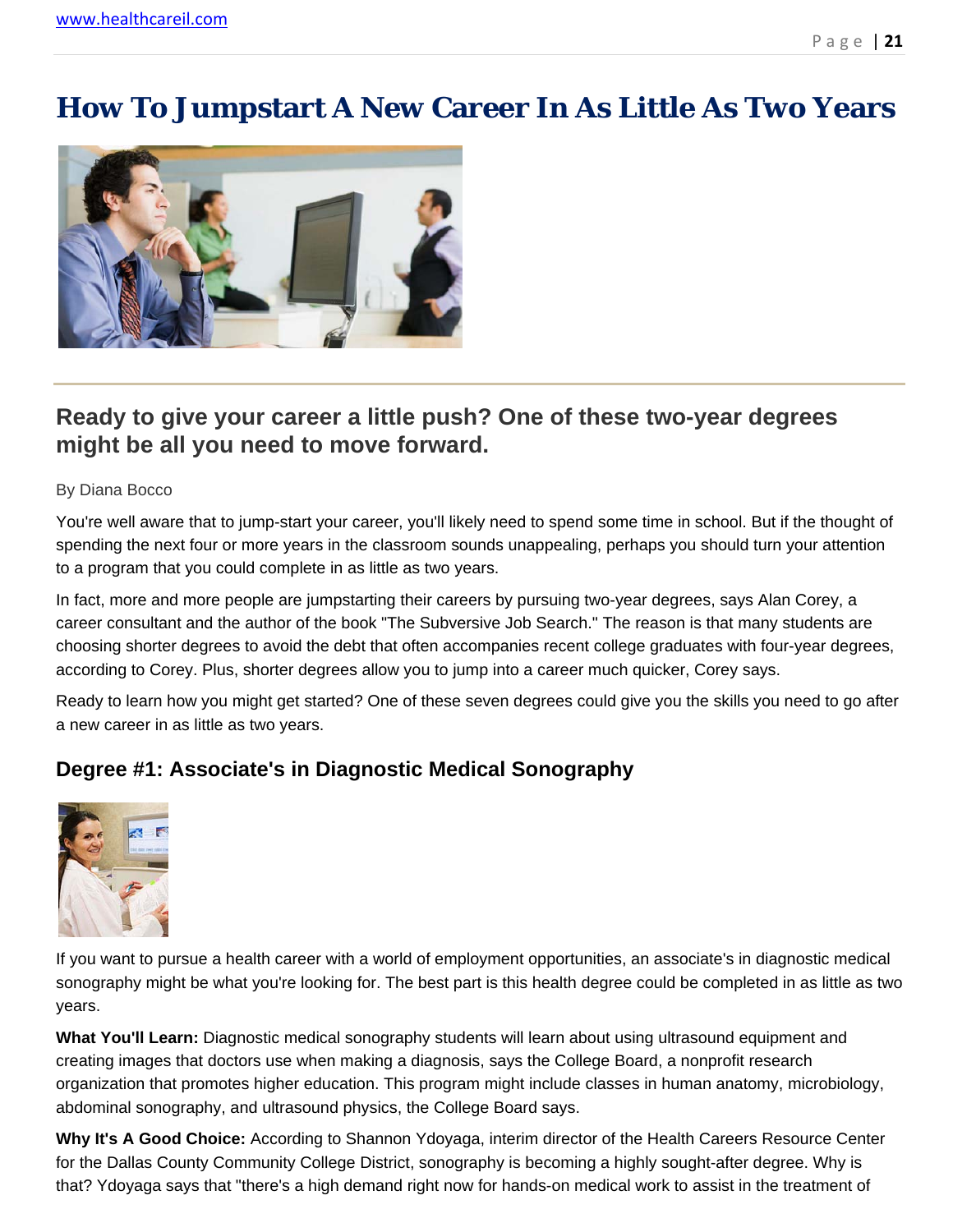# How To Jumpstart A New Career In As Little As Two Years

## Ready to give your career a little push? One of these two-year degrees might be all you need to move forward.

By Diana Bocco

You're well aware that to jump-start your career, you'll likely need to spend some time in school. But if the thought of spending the next four or more years in the classroom sounds unappealing, perhaps you should turn your attention to a program that you could complete in as little as two years.

In fact, more and more people are jumpstarting their careers by pursuing two-year degrees, says Alan Corey, a career consultant and the author of the book "The Subversive Job Search." The reason is that many students are choosing shorter degrees to avoid the debt that often accompanies recent college graduates with four-year degrees, according to Corey. Plus, shorter degrees allow you to jump into a career much quicker, Corey says.

Ready to learn how you might get started? One of these seven degrees could give you the skills you need to go after a new career in as little as two years.

### Degree #1: Associate's in Diagnostic Medical Sonography

If you want to pursue a health career with a world of employment opportunities, an associate's in diagnostic medical sonography might be what you're looking for. The best part is this health degree could be completed in as little as two years.

**What You'll Learn:** Diagnostic medical sonography students will learn about using ultrasound equipment and creating images that doctors use when making a diagnosis, says the College Board, a nonprofit research organization that promotes higher education. This program might include classes in human anatomy, microbiology, abdominal sonography, and ultrasound physics, the College Board says.

**Why It's A Good Choice:** According to Shannon Ydoyaga, interim director of the Health Careers Resource Center for the Dallas County Community College District, sonography is becoming a highly sought-after degree. Why is that? Ydoyaga says that "there's a high demand right now for hands-on medical work to assist in the treatment of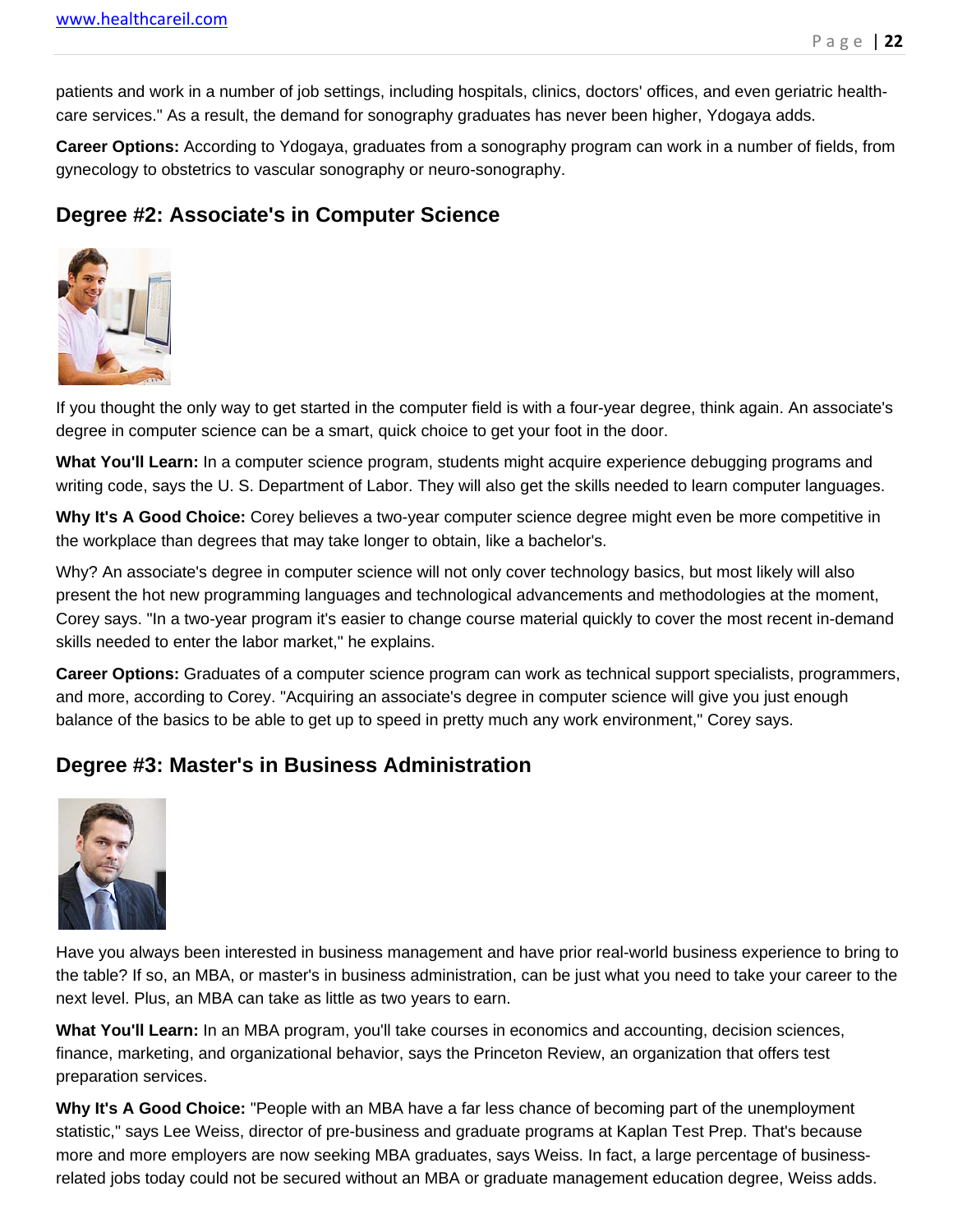patients and work in a number of job settings, including hospitals, clinics, doctors' offices, and even geriatric health-care services." As a result, the demand for sonography graduates has never been higher, Ydogaya adds.

**Career Options:** According to Ydogaya, graduates from a sonography program can work in a number of fields, from gynecology to obstetrics to vascular sonography or neuro-sonography.

## Degree #2: Associate's in Computer Science

If you thought the only way to get started in the computer field is with a four-year degree, think again. An associate's degree in computer science can be a smart, quick choice to get your foot in the door.

**What You'll Learn:** In a computer science program, students might acquire experience debugging programs and writing code, says the U. S. Department of Labor. They will also get the skills needed to learn computer languages.

**Why It's A Good Choice:** Corey believes a two-year computer science degree might even be more competitive in the workplace than degrees that may take longer to obtain, like a bachelor's.

Why? An associate's degree in computer science will not only cover technology basics, but most likely will also present the hot new programming languages and technological advancements and methodologies at the moment, Corey says. "In a two-year program it's easier to change course material quickly to cover the most recent in-demand skills needed to enter the labor market," he explains.

**Career Options:** Graduates of a computer science program can work as technical support specialists, programmers, and more, according to Corey. "Acquiring an associate's degree in computer science will give you just enough balance of the basics to be able to get up to speed in pretty much any work environment," Corey says.

## Degree #3: Master's in Business Administration

Have you always been interested in business management and have prior real-world business experience to bring to the table? If so, an MBA, or master's in business administration, can be just what you need to take your career to the next level. Plus, an MBA can take as little as two years to earn.

**What You'll Learn:** In an MBA program, you'll take courses in economics and accounting, decision sciences, finance, marketing, and organizational behavior, says the Princeton Review, an organization that offers test preparation services.

**Why It's A Good Choice:** "People with an MBA have a far less chance of becoming part of the unemployment statistic," says Lee Weiss, director of pre-business and graduate programs at Kaplan Test Prep. That's because more and more employers are now seeking MBA graduates, says Weiss. In fact, a large percentage of business-related jobs today could not be secured without an MBA or graduate management education degree, Weiss adds.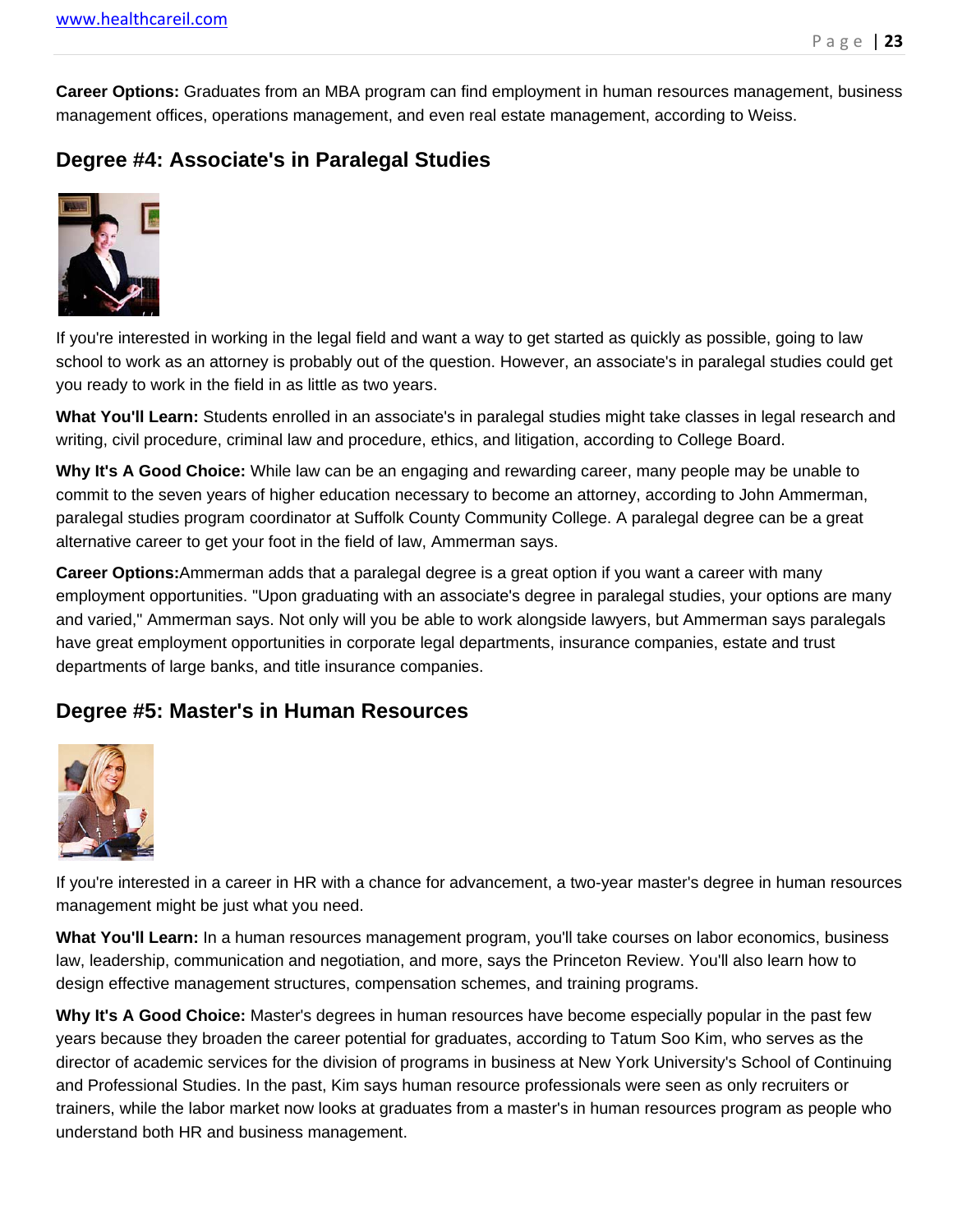**Career Options:** Graduates from an MBA program can find employment in human resources management, business management offices, operations management, and even real estate management, according to Weiss.

## Degree #4: Associate's in Paralegal Studies

If you're interested in working in the legal field and want a way to get started as quickly as possible, going to law school to work as an attorney is probably out of the question. However, an associate's in paralegal studies could get you ready to work in the field in as little as two years.

**What You'll Learn:** Students enrolled in an associate's in paralegal studies might take classes in legal research and writing, civil procedure, criminal law and procedure, ethics, and litigation, according to College Board.

**Why It's A Good Choice:** While law can be an engaging and rewarding career, many people may be unable to commit to the seven years of higher education necessary to become an attorney, according to John Ammerman, paralegal studies program coordinator at Suffolk County Community College. A paralegal degree can be a great alternative career to get your foot in the field of law, Ammerman says.

**Career Options:**Ammerman adds that a paralegal degree is a great option if you want a career with many employment opportunities. "Upon graduating with an associate's degree in paralegal studies, your options are many and varied," Ammerman says. Not only will you be able to work alongside lawyers, but Ammerman says paralegals have great employment opportunities in corporate legal departments, insurance companies, estate and trust departments of large banks, and title insurance companies.

## Degree #5: Master's in Human Resources

If you're interested in a career in HR with a chance for advancement, a two-year master's degree in human resources management might be just what you need.

**What You'll Learn:** In a human resources management program, you'll take courses on labor economics, business law, leadership, communication and negotiation, and more, says the Princeton Review. You'll also learn how to design effective management structures, compensation schemes, and training programs.

**Why It's A Good Choice:** Master's degrees in human resources have become especially popular in the past few years because they broaden the career potential for graduates, according to Tatum Soo Kim, who serves as the director of academic services for the division of programs in business at New York University's School of Continuing and Professional Studies. In the past, Kim says human resource professionals were seen as only recruiters or trainers, while the labor market now looks at graduates from a master's in human resources program as people who understand both HR and business management.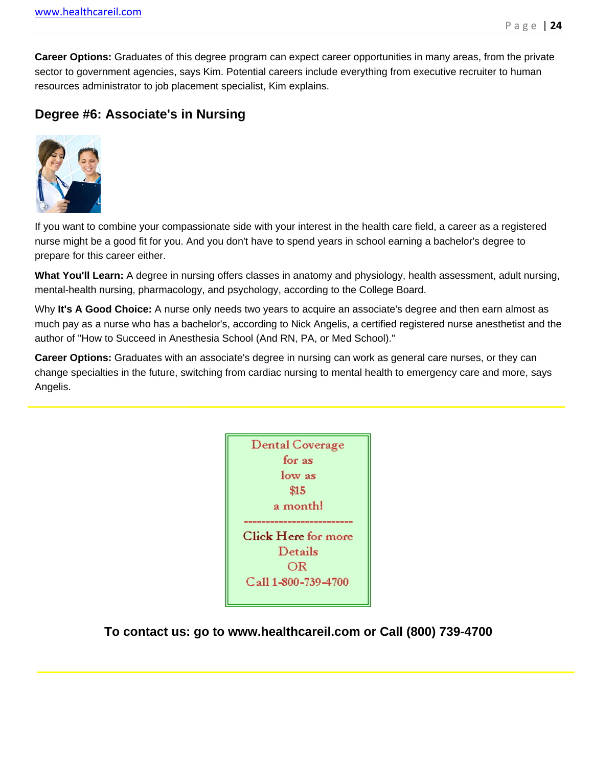**Career Options:** Graduates of this degree program can expect career opportunities in many areas, from the private sector to government agencies, says Kim. Potential careers include everything from executive recruiter to human resources administrator to job placement specialist, Kim explains.

## Degree #6: Associate's in Nursing

If you want to combine your compassionate side with your interest in the health care field, a career as a registered nurse might be a good fit for you. And you don't have to spend years in school earning a bachelor's degree to prepare for this career either.

**What You'll Learn:** A degree in nursing offers classes in anatomy and physiology, health assessment, adult nursing, mental-health nursing, pharmacology, and psychology, according to the College Board.

Why **It's A Good Choice:** A nurse only needs two years to acquire an associate's degree and then earn almost as much pay as a nurse who has a bachelor's, according to Nick Angelis, a certified registered nurse anesthetist and the author of "How to Succeed in Anesthesia School (And RN, PA, or Med School)."

**Career Options:** Graduates with an associate's degree in nursing can work as general care nurses, or they can change specialties in the future, switching from cardiac nursing to mental health to emergency care and more, says Angelis.

Dental Coverage
for as
low as
$15
a month!

Click Here for more
Details
OR
Call 1-800-739-4700

**To contact us: go to www.healthcareil.com or Call (800) 739-4700**